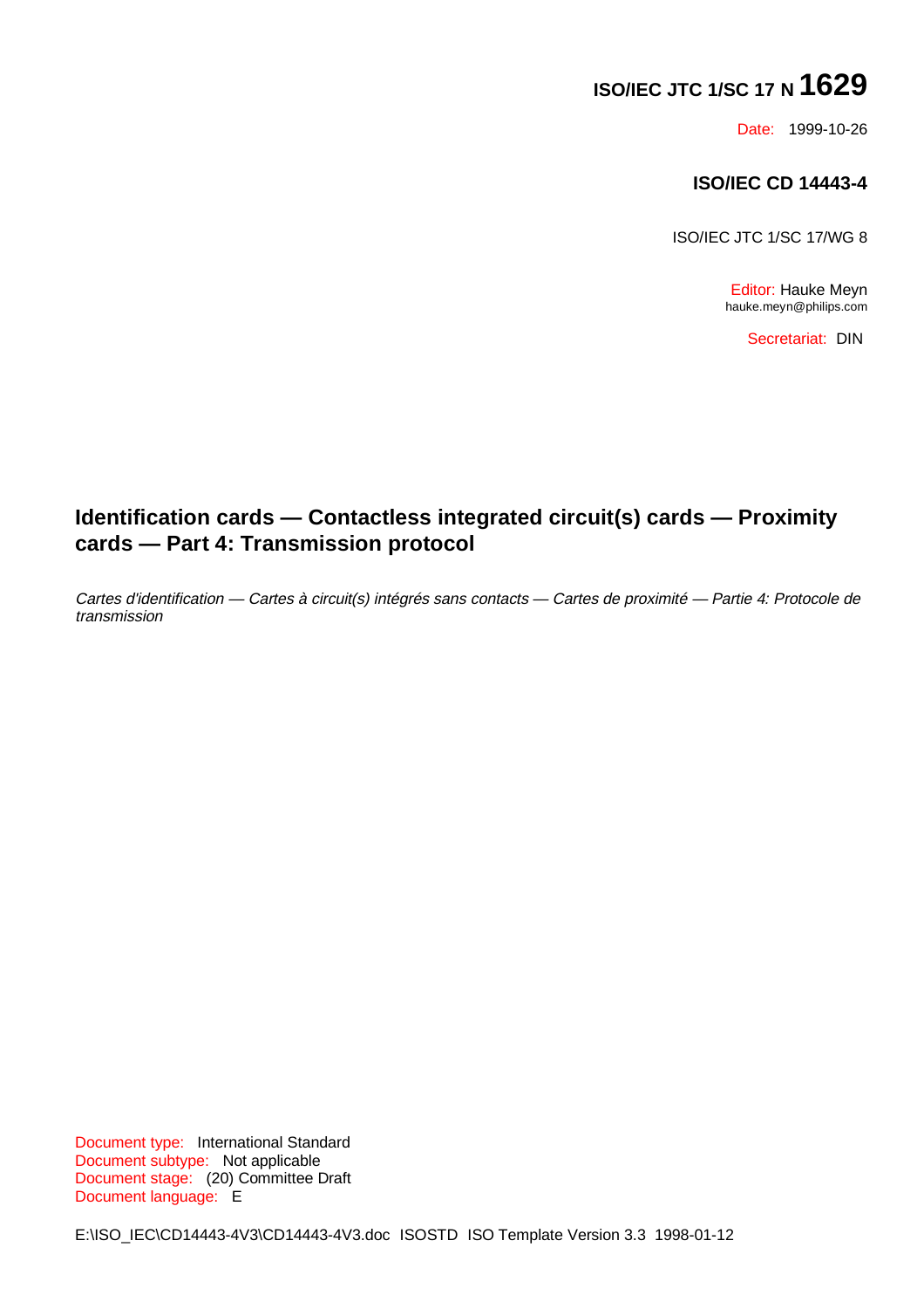**ISO/IEC JTC 1/SC 17 N 1629**

Date: 1999-10-26

**ISO/IEC CD 14443-4**

ISO/IEC JTC 1/SC 17/WG 8

Editor: Hauke Meyn
hauke.meyn@philips.com

Secretariat: DIN

# Identification cards — Contactless integrated circuit(s) cards — Proximity cards — Part 4: Transmission protocol

*Cartes d'identification — Cartes à circuit(s) intégrés sans contacts — Cartes de proximité — Partie 4: Protocole de transmission*

Document type: International Standard
Document subtype: Not applicable
Document stage: (20) Committee Draft
Document language: E

E:\ISO_IEC\CD14443-4V3\CD14443-4V3.doc ISOSTD ISO Template Version 3.3 1998-01-12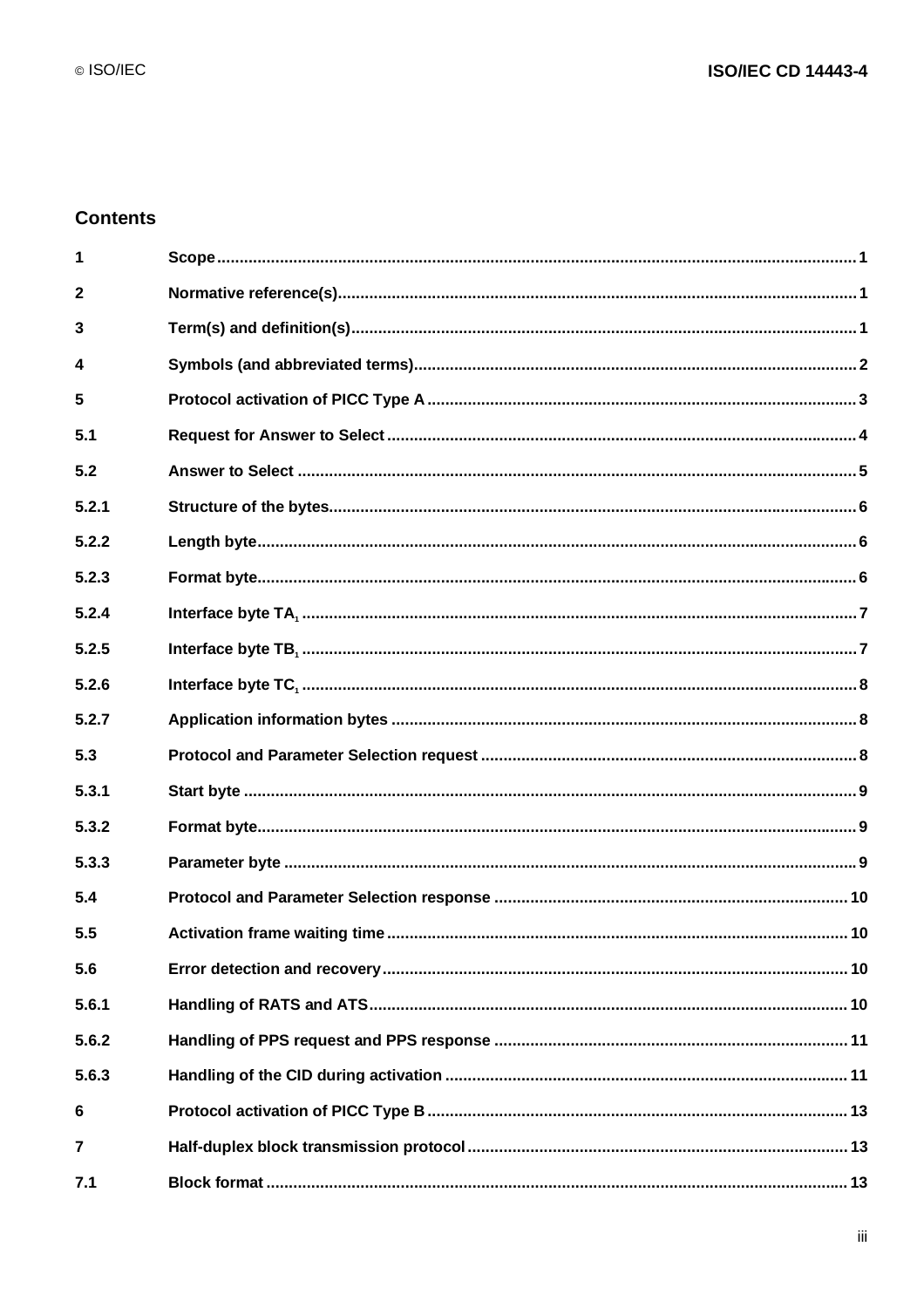## Contents

| | | |
|---|---|---|
| 1 | Scope | 1 |
| 2 | Normative reference(s) | 1 |
| 3 | Term(s) and definition(s) | 1 |
| 4 | Symbols (and abbreviated terms) | 2 |
| 5 | Protocol activation of PICC Type A | 3 |
| 5.1 | Request for Answer to Select | 4 |
| 5.2 | Answer to Select | 5 |
| 5.2.1 | Structure of the bytes | 6 |
| 5.2.2 | Length byte | 6 |
| 5.2.3 | Format byte | 6 |
| 5.2.4 | Interface byte $TA_1$ | 7 |
| 5.2.5 | Interface byte $TB_1$ | 7 |
| 5.2.6 | Interface byte $TC_1$ | 8 |
| 5.2.7 | Application information bytes | 8 |
| 5.3 | Protocol and Parameter Selection request | 8 |
| 5.3.1 | Start byte | 9 |
| 5.3.2 | Format byte | 9 |
| 5.3.3 | Parameter byte | 9 |
| 5.4 | Protocol and Parameter Selection response | 10 |
| 5.5 | Activation frame waiting time | 10 |
| 5.6 | Error detection and recovery | 10 |
| 5.6.1 | Handling of RATS and ATS | 10 |
| 5.6.2 | Handling of PPS request and PPS response | 11 |
| 5.6.3 | Handling of the CID during activation | 11 |
| 6 | Protocol activation of PICC Type B | 13 |
| 7 | Half-duplex block transmission protocol | 13 |
| 7.1 | Block format | 13 |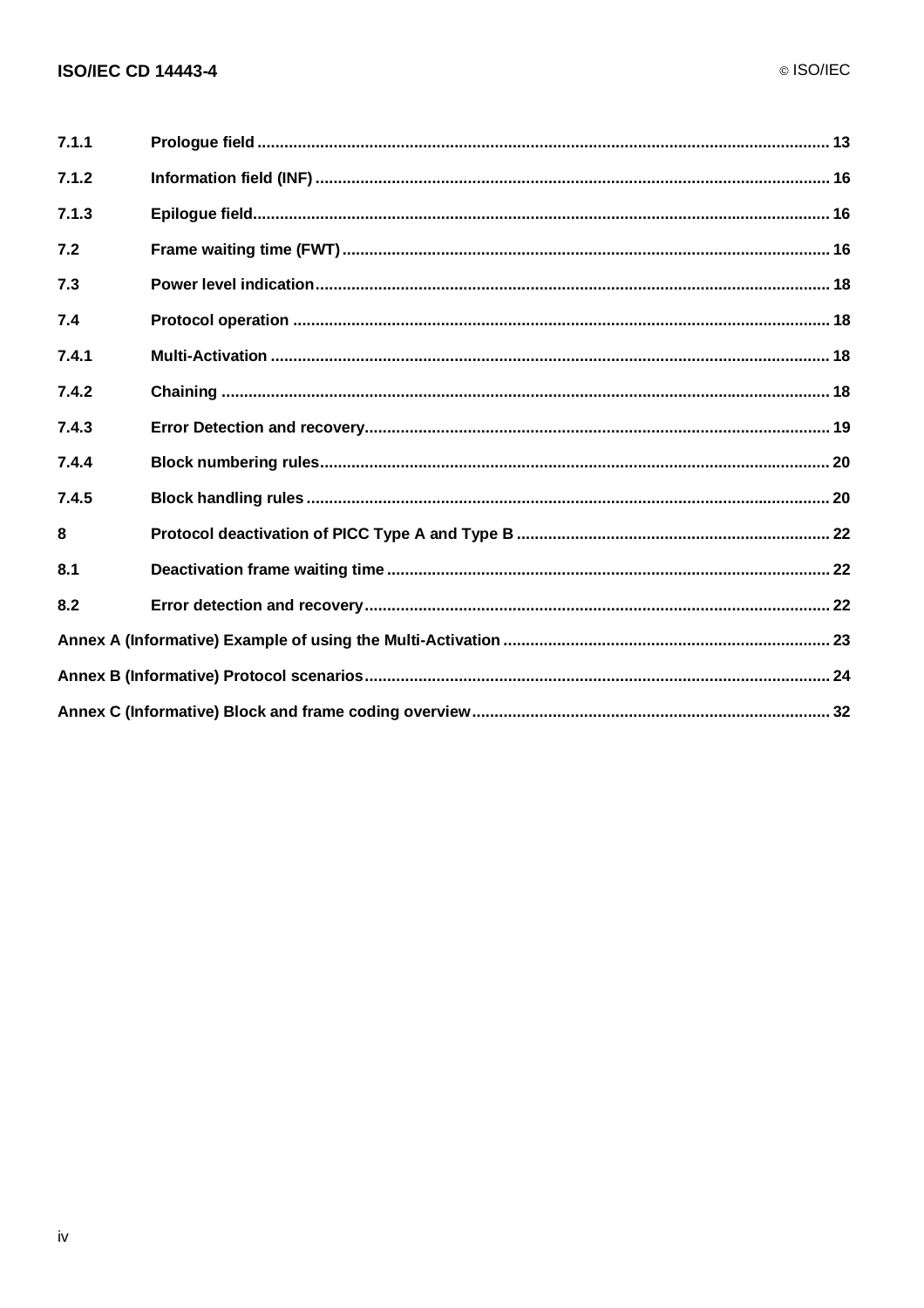| | | |
|---|---|---|
| 7.1.1 | Prologue field | 13 |
| 7.1.2 | Information field (INF) | 16 |
| 7.1.3 | Epilogue field | 16 |
| 7.2 | Frame waiting time (FWT) | 16 |
| 7.3 | Power level indication | 18 |
| 7.4 | Protocol operation | 18 |
| 7.4.1 | Multi-Activation | 18 |
| 7.4.2 | Chaining | 18 |
| 7.4.3 | Error Detection and recovery | 19 |
| 7.4.4 | Block numbering rules | 20 |
| 7.4.5 | Block handling rules | 20 |
| 8 | Protocol deactivation of PICC Type A and Type B | 22 |
| 8.1 | Deactivation frame waiting time | 22 |
| 8.2 | Error detection and recovery | 22 |
| Annex A (Informative) Example of using the Multi-Activation | | 23 |
| Annex B (Informative) Protocol scenarios | | 24 |
| Annex C (Informative) Block and frame coding overview | | 32 |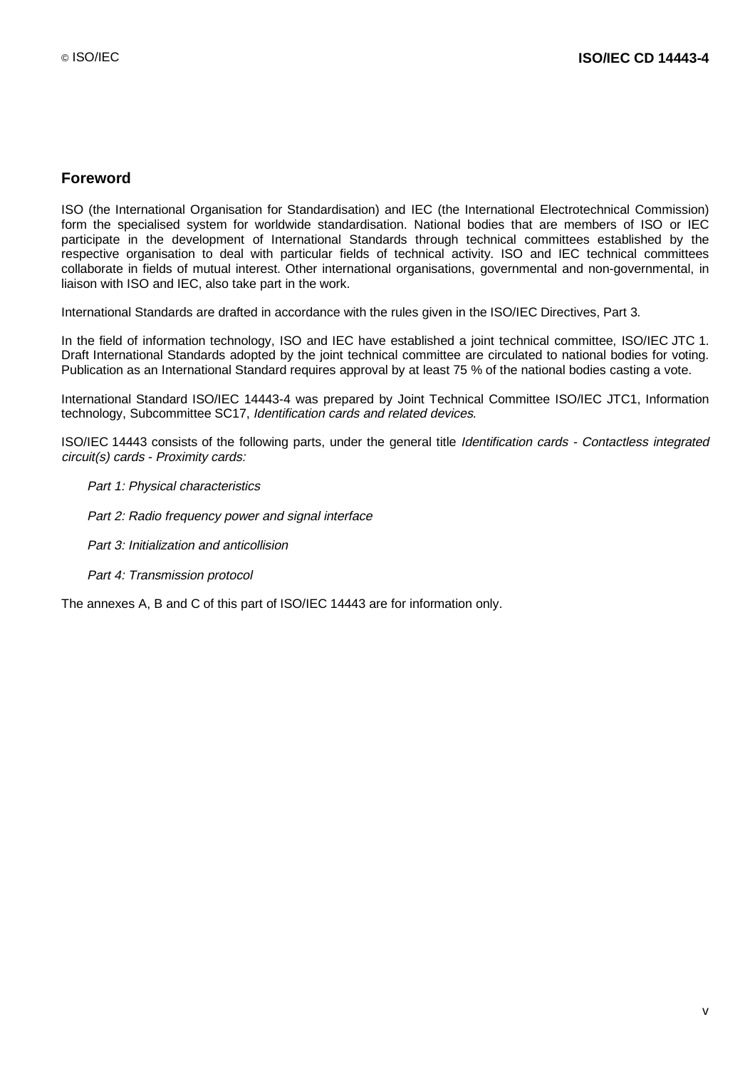## Foreword

ISO (the International Organisation for Standardisation) and IEC (the International Electrotechnical Commission) form the specialised system for worldwide standardisation. National bodies that are members of ISO or IEC participate in the development of International Standards through technical committees established by the respective organisation to deal with particular fields of technical activity. ISO and IEC technical committees collaborate in fields of mutual interest. Other international organisations, governmental and non-governmental, in liaison with ISO and IEC, also take part in the work.

International Standards are drafted in accordance with the rules given in the ISO/IEC Directives, Part 3.

In the field of information technology, ISO and IEC have established a joint technical committee, ISO/IEC JTC 1. Draft International Standards adopted by the joint technical committee are circulated to national bodies for voting. Publication as an International Standard requires approval by at least 75 % of the national bodies casting a vote.

International Standard ISO/IEC 14443-4 was prepared by Joint Technical Committee ISO/IEC JTC1, Information technology, Subcommittee SC17, *Identification cards and related devices.*

ISO/IEC 14443 consists of the following parts, under the general title *Identification cards - Contactless integrated circuit(s) cards - Proximity cards:*

*Part 1: Physical characteristics*

*Part 2: Radio frequency power and signal interface*

*Part 3: Initialization and anticollision*

*Part 4: Transmission protocol*

The annexes A, B and C of this part of ISO/IEC 14443 are for information only.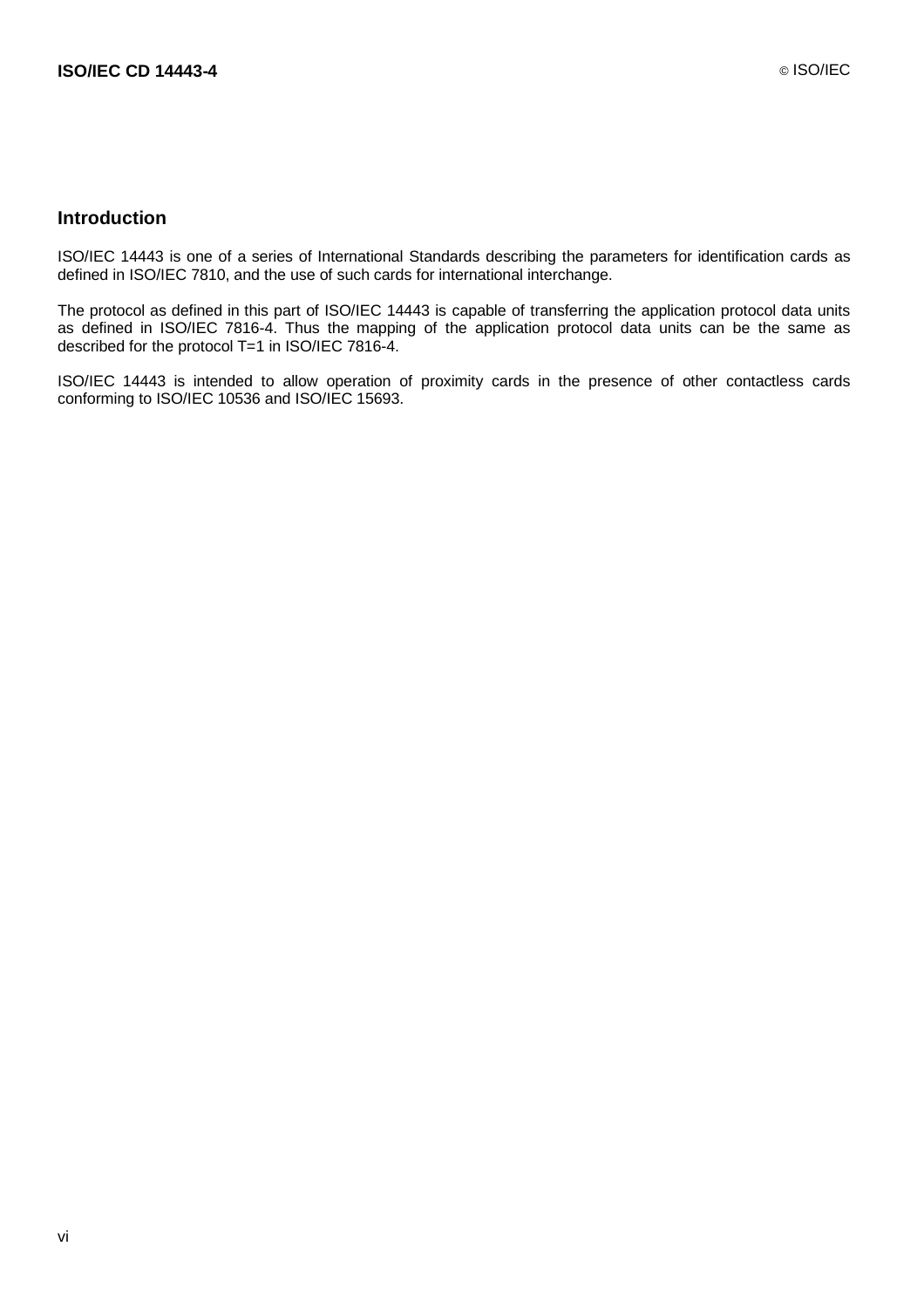## Introduction

ISO/IEC 14443 is one of a series of International Standards describing the parameters for identification cards as defined in ISO/IEC 7810, and the use of such cards for international interchange.

The protocol as defined in this part of ISO/IEC 14443 is capable of transferring the application protocol data units as defined in ISO/IEC 7816-4. Thus the mapping of the application protocol data units can be the same as described for the protocol T=1 in ISO/IEC 7816-4.

ISO/IEC 14443 is intended to allow operation of proximity cards in the presence of other contactless cards conforming to ISO/IEC 10536 and ISO/IEC 15693.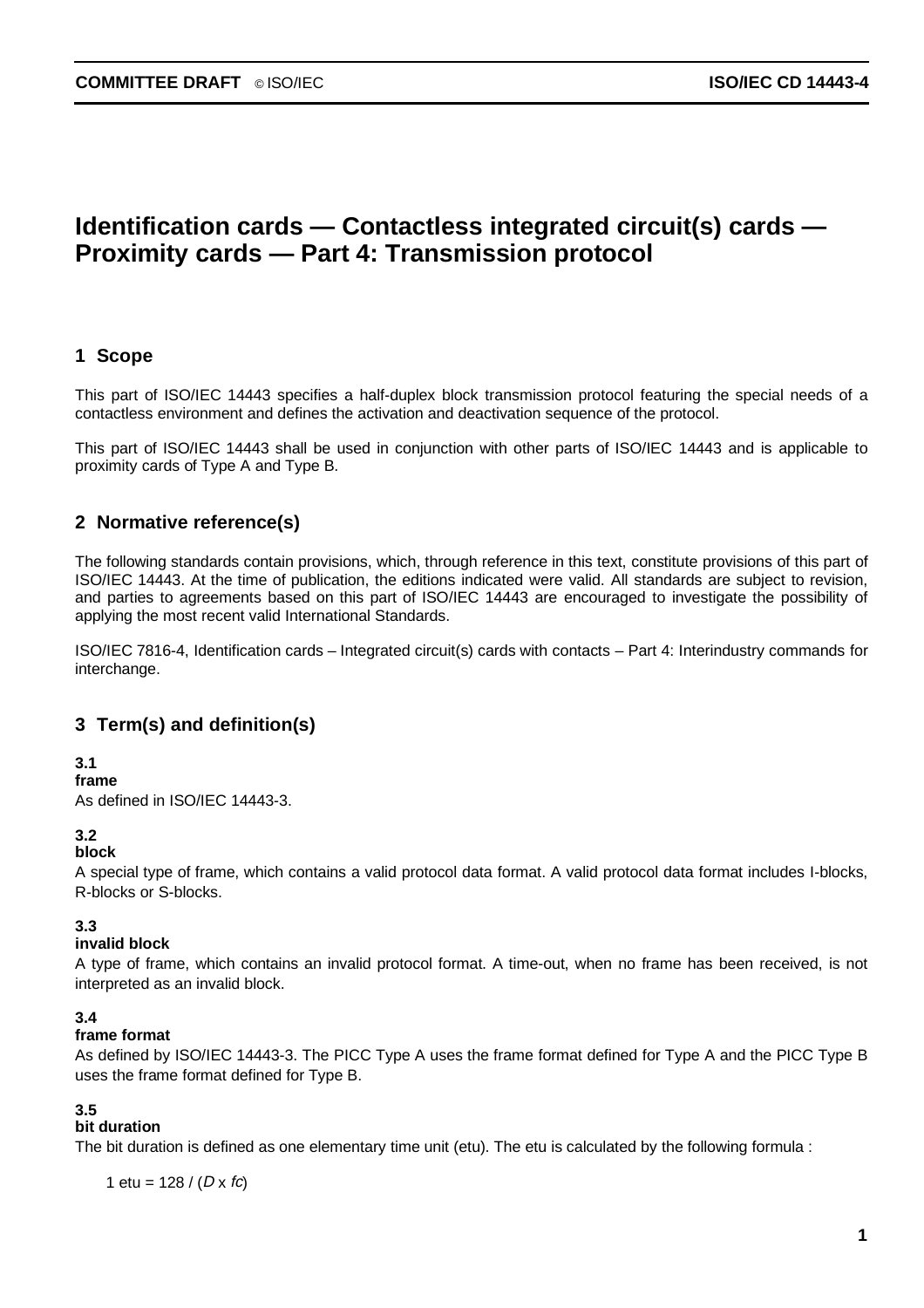# Identification cards — Contactless integrated circuit(s) cards — Proximity cards — Part 4: Transmission protocol

## 1 Scope

This part of ISO/IEC 14443 specifies a half-duplex block transmission protocol featuring the special needs of a contactless environment and defines the activation and deactivation sequence of the protocol.

This part of ISO/IEC 14443 shall be used in conjunction with other parts of ISO/IEC 14443 and is applicable to proximity cards of Type A and Type B.

## 2 Normative reference(s)

The following standards contain provisions, which, through reference in this text, constitute provisions of this part of ISO/IEC 14443. At the time of publication, the editions indicated were valid. All standards are subject to revision, and parties to agreements based on this part of ISO/IEC 14443 are encouraged to investigate the possibility of applying the most recent valid International Standards.

ISO/IEC 7816-4, Identification cards – Integrated circuit(s) cards with contacts – Part 4: Interindustry commands for interchange.

## 3 Term(s) and definition(s)

**3.1**
**frame**
As defined in ISO/IEC 14443-3.

**3.2**
**block**
A special type of frame, which contains a valid protocol data format. A valid protocol data format includes I-blocks, R-blocks or S-blocks.

**3.3**
**invalid block**
A type of frame, which contains an invalid protocol format. A time-out, when no frame has been received, is not interpreted as an invalid block.

**3.4**
**frame format**
As defined by ISO/IEC 14443-3. The PICC Type A uses the frame format defined for Type A and the PICC Type B uses the frame format defined for Type B.

**3.5**
**bit duration**
The bit duration is defined as one elementary time unit (etu). The etu is calculated by the following formula :

$$1 \text{ etu} = 128 / (D \times fc)$$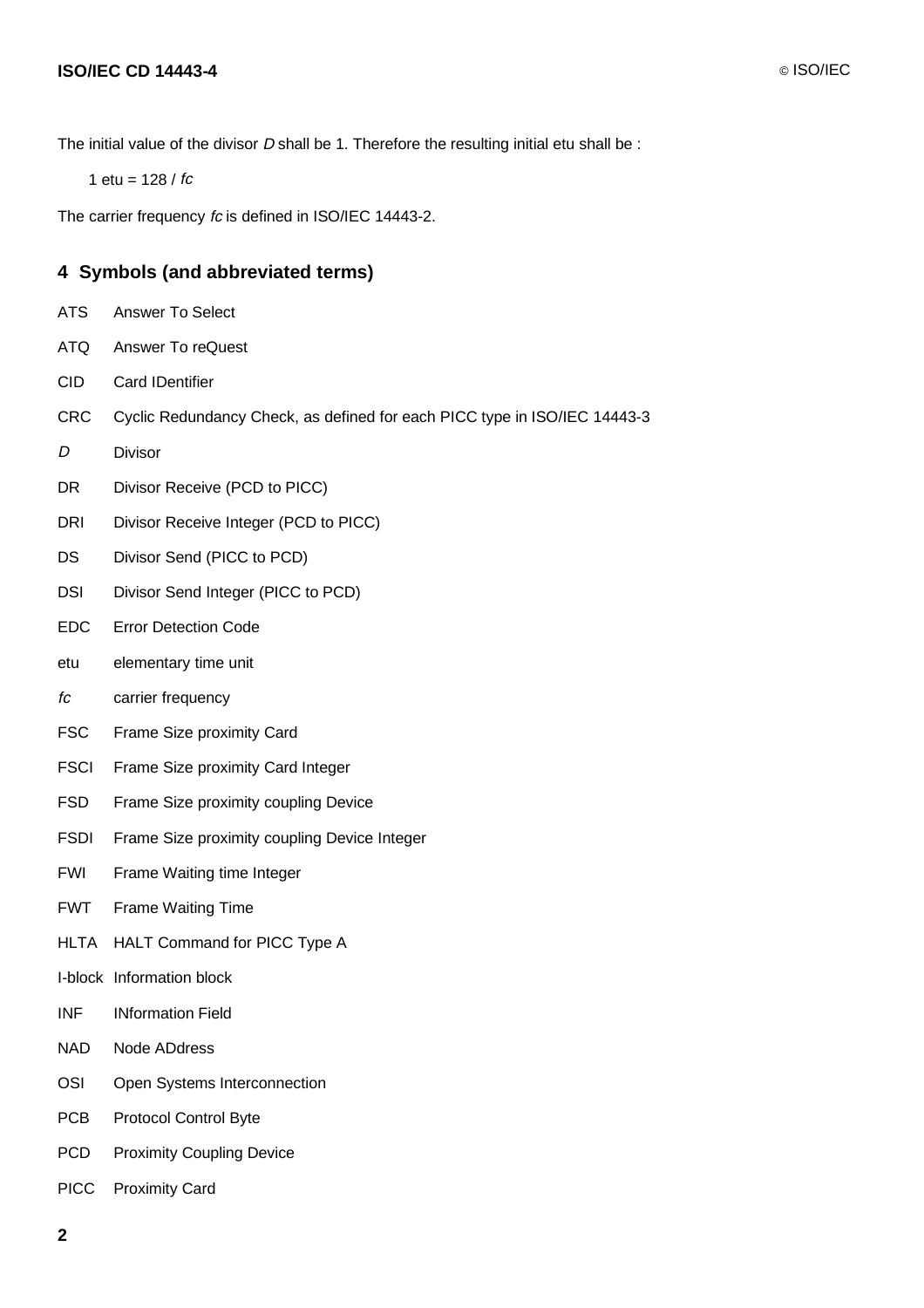The initial value of the divisor $D$ shall be 1. Therefore the resulting initial etu shall be :

1 etu = 128 / $fc$

The carrier frequency $fc$ is defined in ISO/IEC 14443-2.

## 4 Symbols (and abbreviated terms)

ATS Answer To Select

ATQ Answer To reQuest

CID Card IDentifier

CRC Cyclic Redundancy Check, as defined for each PICC type in ISO/IEC 14443-3

$D$ Divisor

DR Divisor Receive (PCD to PICC)

DRI Divisor Receive Integer (PCD to PICC)

DS Divisor Send (PICC to PCD)

DSI Divisor Send Integer (PICC to PCD)

EDC Error Detection Code

etu elementary time unit

$fc$ carrier frequency

FSC Frame Size proximity Card

FSCI Frame Size proximity Card Integer

FSD Frame Size proximity coupling Device

FSDI Frame Size proximity coupling Device Integer

FWI Frame Waiting time Integer

FWT Frame Waiting Time

HLTA HALT Command for PICC Type A

I-block Information block

INF INformation Field

NAD Node ADdress

OSI Open Systems Interconnection

PCB Protocol Control Byte

PCD Proximity Coupling Device

PICC Proximity Card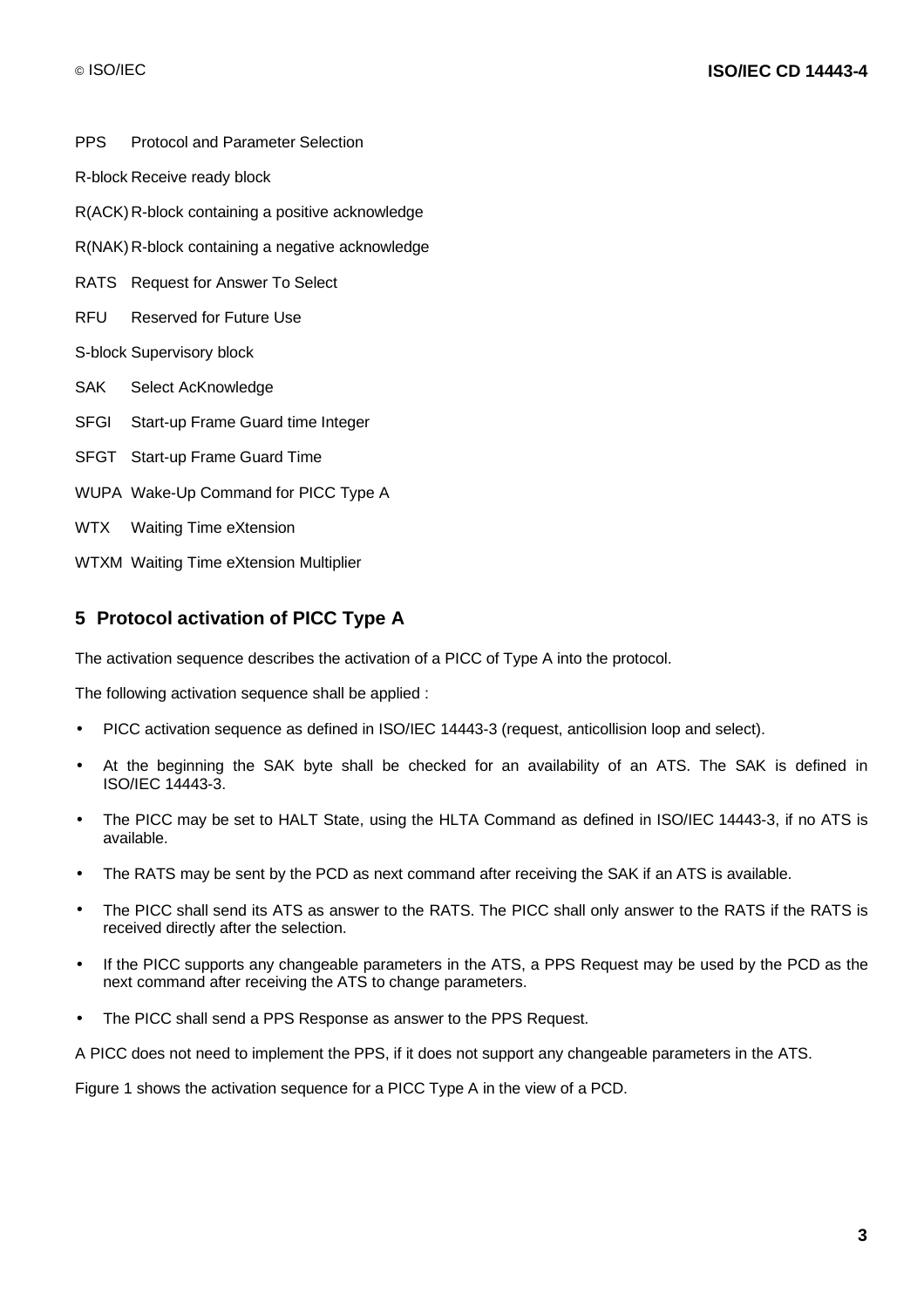PPS Protocol and Parameter Selection

R-block Receive ready block

R(ACK) R-block containing a positive acknowledge

R(NAK) R-block containing a negative acknowledge

RATS Request for Answer To Select

RFU Reserved for Future Use

S-block Supervisory block

SAK Select AcKnowledge

SFGI Start-up Frame Guard time Integer

SFGT Start-up Frame Guard Time

WUPA Wake-Up Command for PICC Type A

WTX Waiting Time eXtension

WTXM Waiting Time eXtension Multiplier

## 5 Protocol activation of PICC Type A

The activation sequence describes the activation of a PICC of Type A into the protocol.

The following activation sequence shall be applied :

- PICC activation sequence as defined in ISO/IEC 14443-3 (request, anticollision loop and select).
- At the beginning the SAK byte shall be checked for an availability of an ATS. The SAK is defined in ISO/IEC 14443-3.
- The PICC may be set to HALT State, using the HLTA Command as defined in ISO/IEC 14443-3, if no ATS is available.
- The RATS may be sent by the PCD as next command after receiving the SAK if an ATS is available.
- The PICC shall send its ATS as answer to the RATS. The PICC shall only answer to the RATS if the RATS is received directly after the selection.
- If the PICC supports any changeable parameters in the ATS, a PPS Request may be used by the PCD as the next command after receiving the ATS to change parameters.
- The PICC shall send a PPS Response as answer to the PPS Request.

A PICC does not need to implement the PPS, if it does not support any changeable parameters in the ATS.

Figure 1 shows the activation sequence for a PICC Type A in the view of a PCD.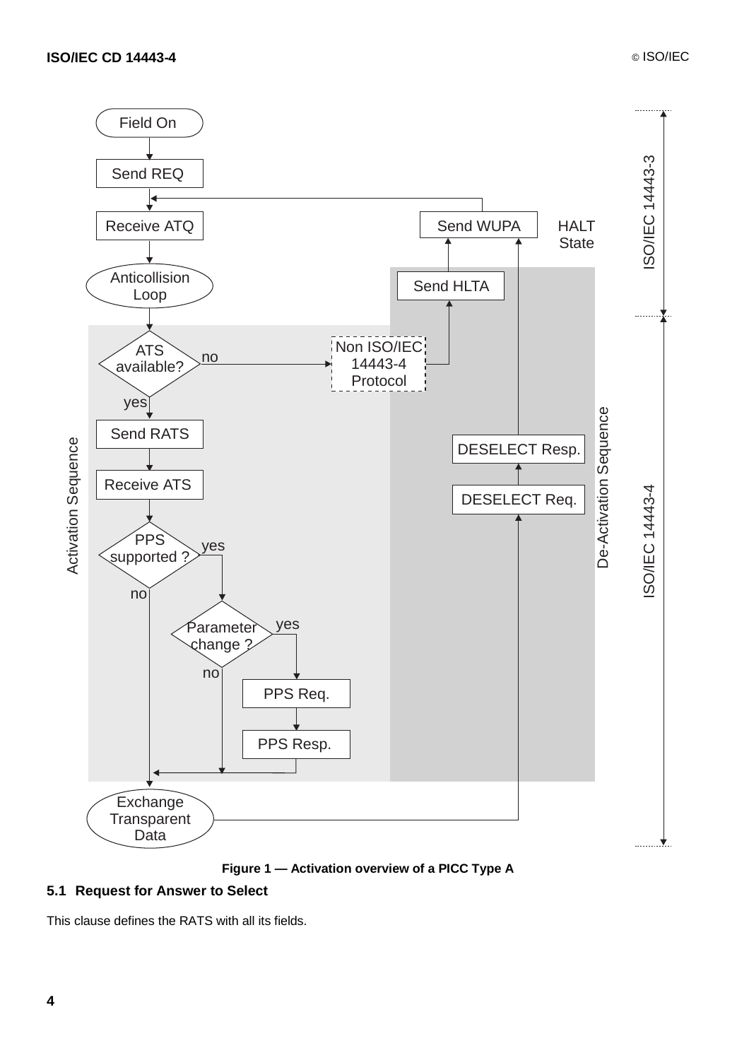**Figure 1 — Activation overview of a PICC Type A**

## 5.1 Request for Answer to Select

This clause defines the RATS with all its fields.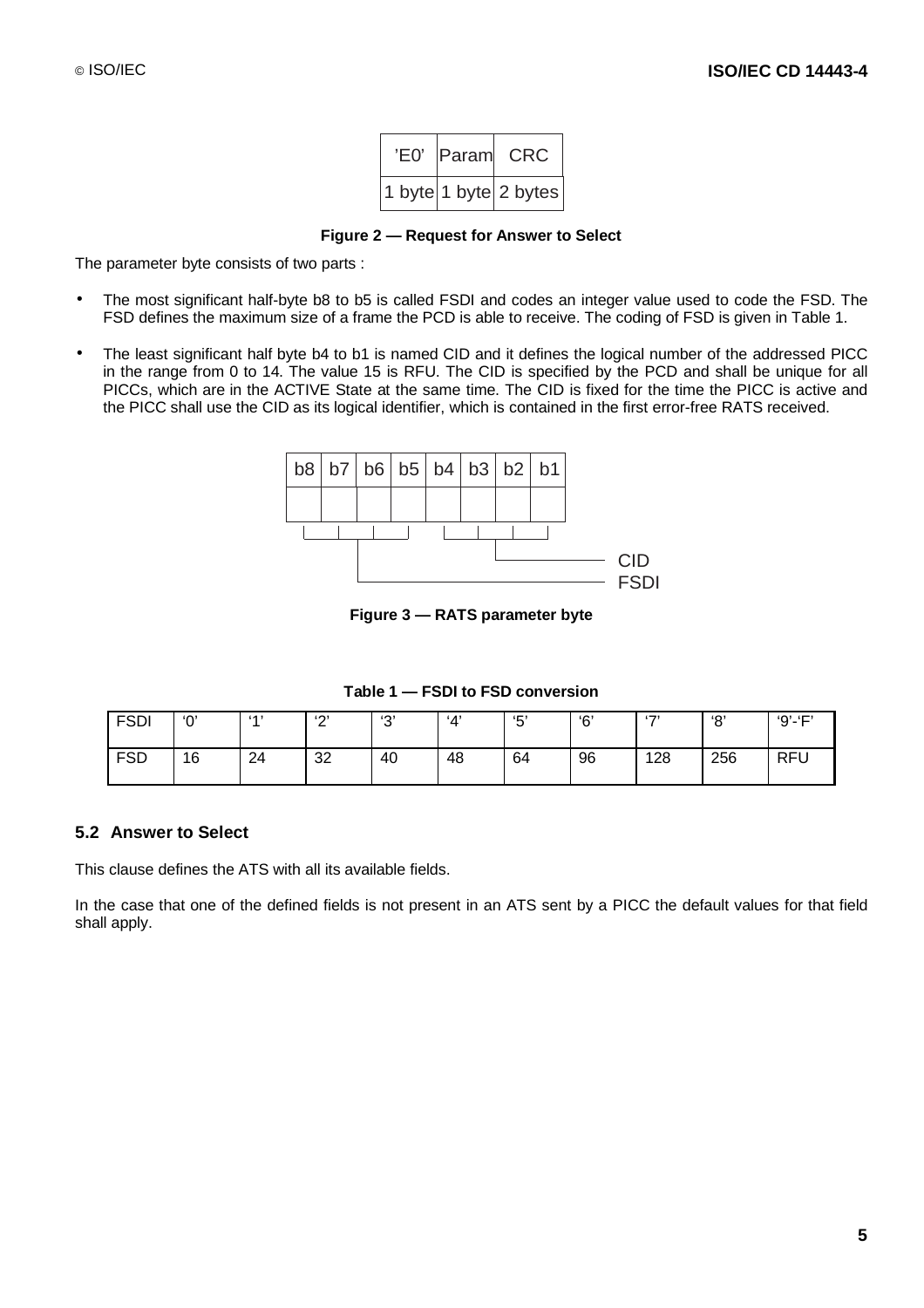| 'E0' | Param | CRC |
|---|---|---|
| 1 byte | 1 byte | 2 bytes |

**Figure 2 — Request for Answer to Select**

The parameter byte consists of two parts :

- The most significant half-byte b8 to b5 is called FSDI and codes an integer value used to code the FSD. The FSD defines the maximum size of a frame the PCD is able to receive. The coding of FSD is given in Table 1.
- The least significant half byte b4 to b1 is named CID and it defines the logical number of the addressed PICC in the range from 0 to 14. The value 15 is RFU. The CID is specified by the PCD and shall be unique for all PICCs, which are in the ACTIVE State at the same time. The CID is fixed for the time the PICC is active and the PICC shall use the CID as its logical identifier, which is contained in the first error-free RATS received.

| b8 | b7 | b6 | b5 | b4 | b3 | b2 | b1 |
|---|---|---|---|---|---|---|---|
| FSDI | | | | CID | | | |

**Figure 3 — RATS parameter byte**

**Table 1 — FSDI to FSD conversion**

| FSDI | '0' | '1' | '2' | '3' | '4' | '5' | '6' | '7' | '8' | '9'-'F' |
|---|---|---|---|---|---|---|---|---|---|---|
| FSD | 16 | 24 | 32 | 40 | 48 | 64 | 96 | 128 | 256 | RFU |

## 5.2 Answer to Select

This clause defines the ATS with all its available fields.

In the case that one of the defined fields is not present in an ATS sent by a PICC the default values for that field shall apply.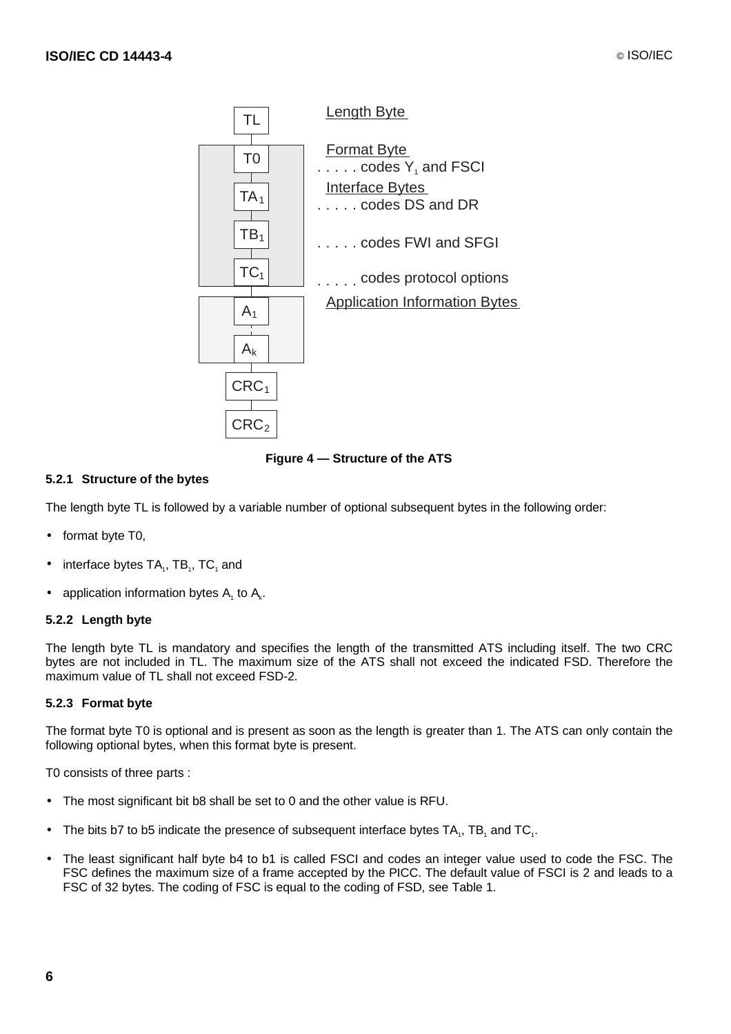| | |
|---|---|
| TL | Length Byte |
| T0 | Format Byte ..... codes $Y_1$ and FSCI |
| $TA_1$ | Interface Bytes ..... codes DS and DR |
| $TB_1$ | ..... codes FWI and SFGI |
| $TC_1$ | ..... codes protocol options |
| $A_1$ | Application Information Bytes |
| $A_k$ | |
| $CRC_1$ | |
| $CRC_2$ | |

**Figure 4 — Structure of the ATS**

#### 5.2.1 Structure of the bytes

The length byte TL is followed by a variable number of optional subsequent bytes in the following order:

- format byte T0,
- interface bytes $TA_1$, $TB_1$, $TC_1$ and
- application information bytes $A_1$ to $A_k$.

#### 5.2.2 Length byte

The length byte TL is mandatory and specifies the length of the transmitted ATS including itself. The two CRC bytes are not included in TL. The maximum size of the ATS shall not exceed the indicated FSD. Therefore the maximum value of TL shall not exceed FSD-2.

#### 5.2.3 Format byte

The format byte T0 is optional and is present as soon as the length is greater than 1. The ATS can only contain the following optional bytes, when this format byte is present.

T0 consists of three parts :

- The most significant bit b8 shall be set to 0 and the other value is RFU.
- The bits b7 to b5 indicate the presence of subsequent interface bytes $TA_1$, $TB_1$ and $TC_1$.
- The least significant half byte b4 to b1 is called FSCI and codes an integer value used to code the FSC. The FSC defines the maximum size of a frame accepted by the PICC. The default value of FSCI is 2 and leads to a FSC of 32 bytes. The coding of FSC is equal to the coding of FSD, see Table 1.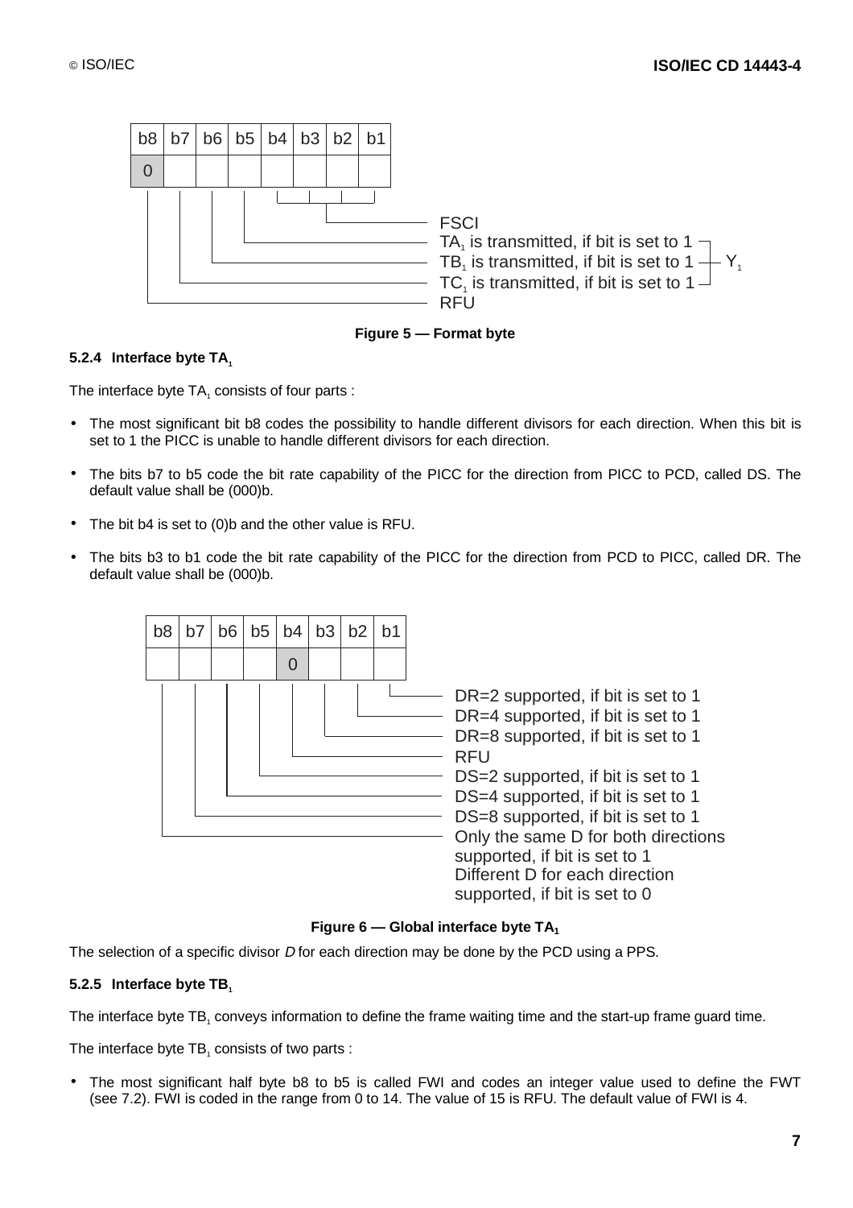| b8 | b7 | b6 | b5 | b4 | b3 | b2 | b1 |
|---|---|---|---|---|---|---|---|
| 0 | | | | | | | |

- b4 to b1: FSCI
- b5: $TA_1$ is transmitted, if bit is set to 1 ($Y_1$)
- b6: $TB_1$ is transmitted, if bit is set to 1 ($Y_1$)
- b7: $TC_1$ is transmitted, if bit is set to 1 ($Y_1$)
- b8: RFU

**Figure 5 — Format byte**

### 5.2.4 Interface byte $TA_1$

The interface byte $TA_1$ consists of four parts :

- The most significant bit b8 codes the possibility to handle different divisors for each direction. When this bit is set to 1 the PICC is unable to handle different divisors for each direction.
- The bits b7 to b5 code the bit rate capability of the PICC for the direction from PICC to PCD, called DS. The default value shall be (000)b.
- The bit b4 is set to (0)b and the other value is RFU.
- The bits b3 to b1 code the bit rate capability of the PICC for the direction from PCD to PICC, called DR. The default value shall be (000)b.

| b8 | b7 | b6 | b5 | b4 | b3 | b2 | b1 |
|---|---|---|---|---|---|---|---|
| | | | | 0 | | | |

- b1: DR=2 supported, if bit is set to 1
- b2: DR=4 supported, if bit is set to 1
- b3: DR=8 supported, if bit is set to 1
- b4: RFU
- b5: DS=2 supported, if bit is set to 1
- b6: DS=4 supported, if bit is set to 1
- b7: DS=8 supported, if bit is set to 1
- b8: Only the same D for both directions supported, if bit is set to 1; Different D for each direction supported, if bit is set to 0

**Figure 6 — Global interface byte $TA_1$**

The selection of a specific divisor *D* for each direction may be done by the PCD using a PPS.

### 5.2.5 Interface byte $TB_1$

The interface byte $TB_1$ conveys information to define the frame waiting time and the start-up frame guard time.

The interface byte $TB_1$ consists of two parts :

- The most significant half byte b8 to b5 is called FWI and codes an integer value used to define the FWT (see 7.2). FWI is coded in the range from 0 to 14. The value of 15 is RFU. The default value of FWI is 4.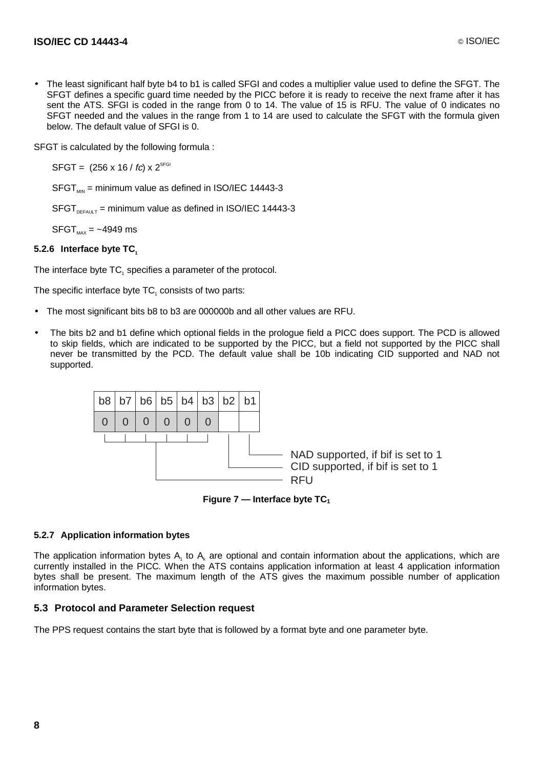- The least significant half byte b4 to b1 is called SFGI and codes a multiplier value used to define the SFGT. The SFGT defines a specific guard time needed by the PICC before it is ready to receive the next frame after it has sent the ATS. SFGI is coded in the range from 0 to 14. The value of 15 is RFU. The value of 0 indicates no SFGT needed and the values in the range from 1 to 14 are used to calculate the SFGT with the formula given below. The default value of SFGI is 0.

SFGT is calculated by the following formula :

$SFGT = (256 \times 16 / fc) \times 2^{SFGI}$

$SFGT_{MIN}$ = minimum value as defined in ISO/IEC 14443-3

$SFGT_{DEFAULT}$ = minimum value as defined in ISO/IEC 14443-3

$SFGT_{MAX}$ = ~4949 ms

#### 5.2.6 Interface byte $TC_1$

The interface byte $TC_1$ specifies a parameter of the protocol.

The specific interface byte $TC_1$ consists of two parts:

- The most significant bits b8 to b3 are 000000b and all other values are RFU.
- The bits b2 and b1 define which optional fields in the prologue field a PICC does support. The PCD is allowed to skip fields, which are indicated to be supported by the PICC, but a field not supported by the PICC shall never be transmitted by the PCD. The default value shall be 10b indicating CID supported and NAD not supported.

| b8 | b7 | b6 | b5 | b4 | b3 | b2 | b1 |
|---|---|---|---|---|---|---|---|
| 0 | 0 | 0 | 0 | 0 | 0 | | |

- b1: NAD supported, if bif is set to 1
- b2: CID supported, if bif is set to 1
- b8 to b3: RFU

**Figure 7 — Interface byte $TC_1$**

#### 5.2.7 Application information bytes

The application information bytes $A_1$ to $A_k$ are optional and contain information about the applications, which are currently installed in the PICC. When the ATS contains application information at least 4 application information bytes shall be present. The maximum length of the ATS gives the maximum possible number of application information bytes.

### 5.3 Protocol and Parameter Selection request

The PPS request contains the start byte that is followed by a format byte and one parameter byte.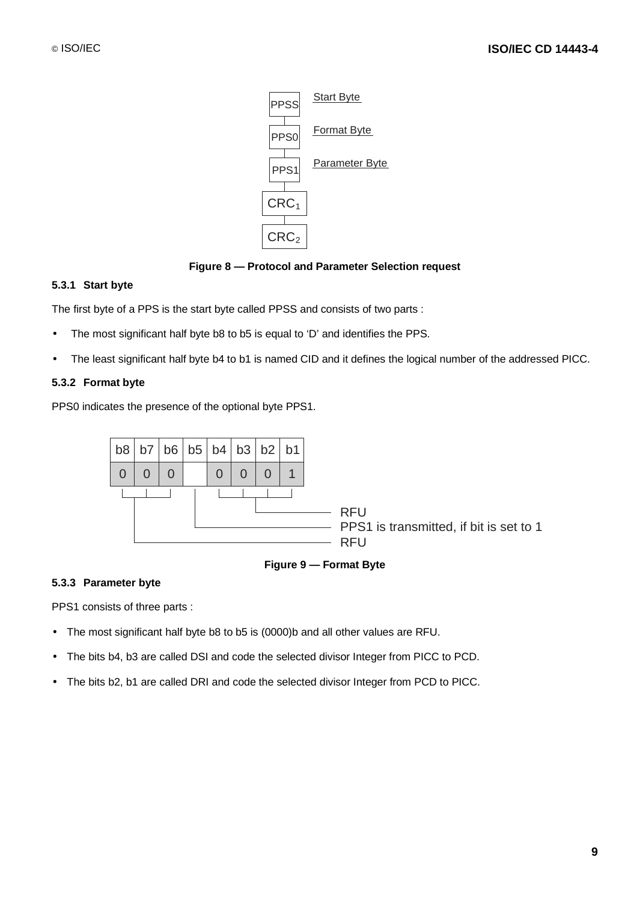PPSS — Start Byte

PPS0 — Format Byte

PPS1 — Parameter Byte

$CRC_1$

$CRC_2$

**Figure 8 — Protocol and Parameter Selection request**

### 5.3.1 Start byte

The first byte of a PPS is the start byte called PPSS and consists of two parts :

- The most significant half byte b8 to b5 is equal to 'D' and identifies the PPS.
- The least significant half byte b4 to b1 is named CID and it defines the logical number of the addressed PICC.

### 5.3.2 Format byte

PPS0 indicates the presence of the optional byte PPS1.

| b8 | b7 | b6 | b5 | b4 | b3 | b2 | b1 |
|---|---|---|---|---|---|---|---|
| 0 | 0 | 0 | | 0 | 0 | 0 | 1 |

- b4 to b1: RFU
- b5: PPS1 is transmitted, if bit is set to 1
- b8 to b6: RFU

**Figure 9 — Format Byte**

### 5.3.3 Parameter byte

PPS1 consists of three parts :

- The most significant half byte b8 to b5 is (0000)b and all other values are RFU.
- The bits b4, b3 are called DSI and code the selected divisor Integer from PICC to PCD.
- The bits b2, b1 are called DRI and code the selected divisor Integer from PCD to PICC.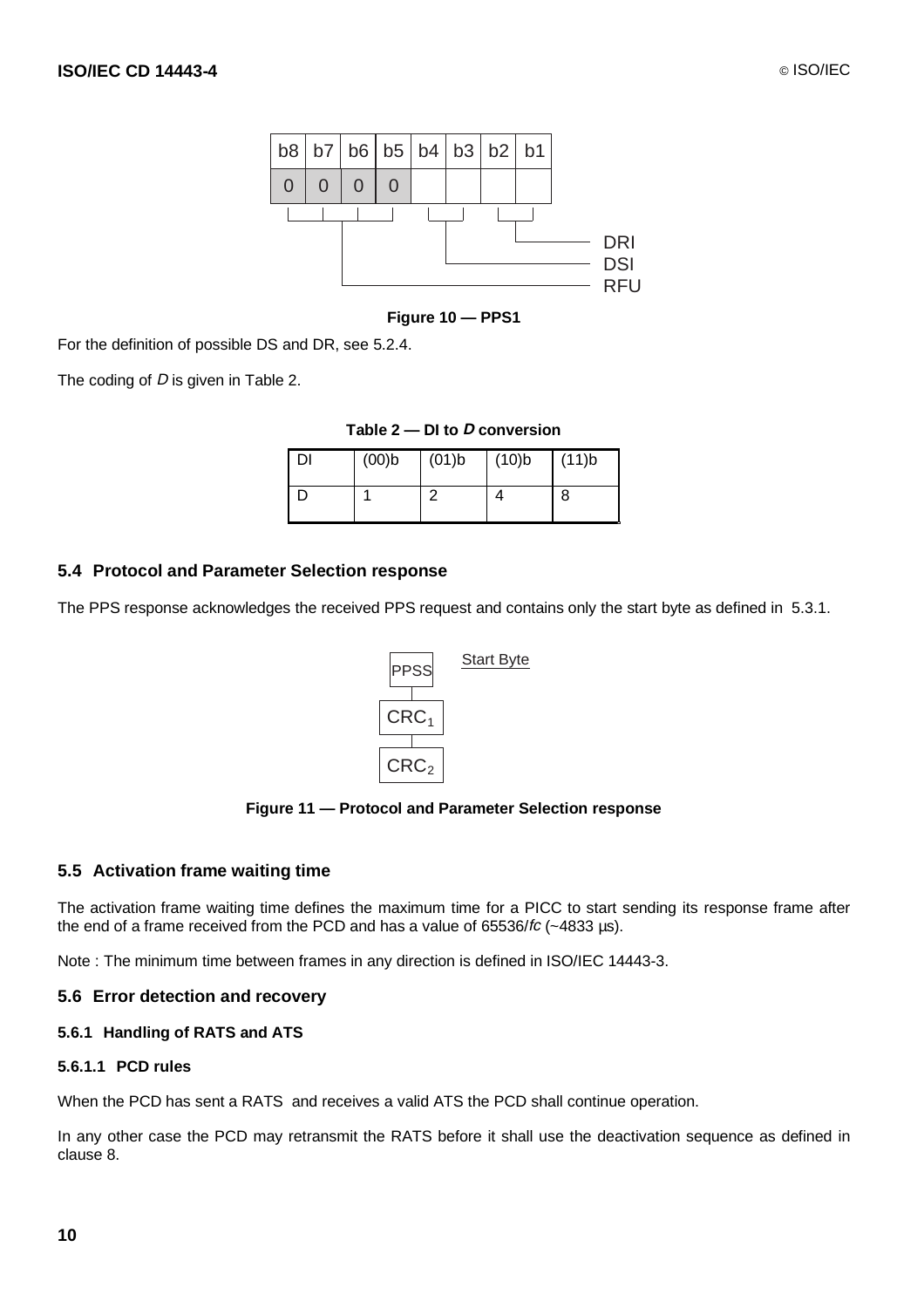| b8 | b7 | b6 | b5 | b4 | b3 | b2 | b1 |
|---|---|---|---|---|---|---|---|
| 0 | 0 | 0 | 0 | | | | |

- b8–b5: RFU
- b4–b3: DSI
- b2–b1: DRI

**Figure 10 — PPS1**

For the definition of possible DS and DR, see 5.2.4.

The coding of *D* is given in Table 2.

**Table 2 — DI to *D* conversion**

| DI | (00)b | (01)b | (10)b | (11)b |
|---|---|---|---|---|
| D | 1 | 2 | 4 | 8 |

## 5.4 Protocol and Parameter Selection response

The PPS response acknowledges the received PPS request and contains only the start byte as defined in 5.3.1.

| PPSS | Start Byte |
|---|---|
| $CRC_1$ | |
| $CRC_2$ | |

**Figure 11 — Protocol and Parameter Selection response**

## 5.5 Activation frame waiting time

The activation frame waiting time defines the maximum time for a PICC to start sending its response frame after the end of a frame received from the PCD and has a value of 65536/*fc* (~4833 µs).

Note : The minimum time between frames in any direction is defined in ISO/IEC 14443-3.

## 5.6 Error detection and recovery

### 5.6.1 Handling of RATS and ATS

#### 5.6.1.1 PCD rules

When the PCD has sent a RATS and receives a valid ATS the PCD shall continue operation.

In any other case the PCD may retransmit the RATS before it shall use the deactivation sequence as defined in clause 8.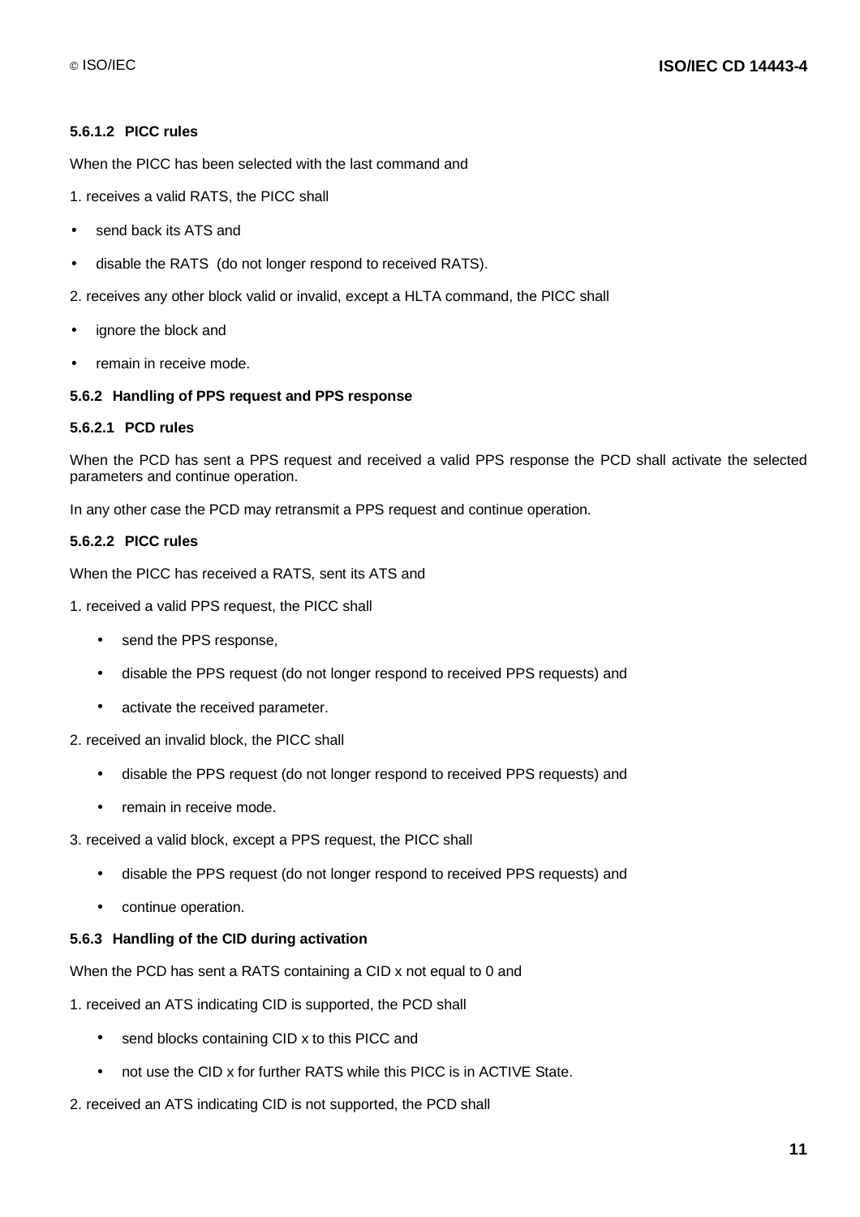#### 5.6.1.2 PICC rules

When the PICC has been selected with the last command and

1. receives a valid RATS, the PICC shall

- send back its ATS and
- disable the RATS  (do not longer respond to received RATS).

2. receives any other block valid or invalid, except a HLTA command, the PICC shall

- ignore the block and
- remain in receive mode.

### 5.6.2 Handling of PPS request and PPS response

#### 5.6.2.1 PCD rules

When the PCD has sent a PPS request and received a valid PPS response the PCD shall activate the selected parameters and continue operation.

In any other case the PCD may retransmit a PPS request and continue operation.

#### 5.6.2.2 PICC rules

When the PICC has received a RATS, sent its ATS and

1. received a valid PPS request, the PICC shall

   - send the PPS response,
   - disable the PPS request (do not longer respond to received PPS requests) and
   - activate the received parameter.

2. received an invalid block, the PICC shall

   - disable the PPS request (do not longer respond to received PPS requests) and
   - remain in receive mode.

3. received a valid block, except a PPS request, the PICC shall

   - disable the PPS request (do not longer respond to received PPS requests) and
   - continue operation.

### 5.6.3 Handling of the CID during activation

When the PCD has sent a RATS containing a CID x not equal to 0 and

1. received an ATS indicating CID is supported, the PCD shall

   - send blocks containing CID x to this PICC and
   - not use the CID x for further RATS while this PICC is in ACTIVE State.

2. received an ATS indicating CID is not supported, the PCD shall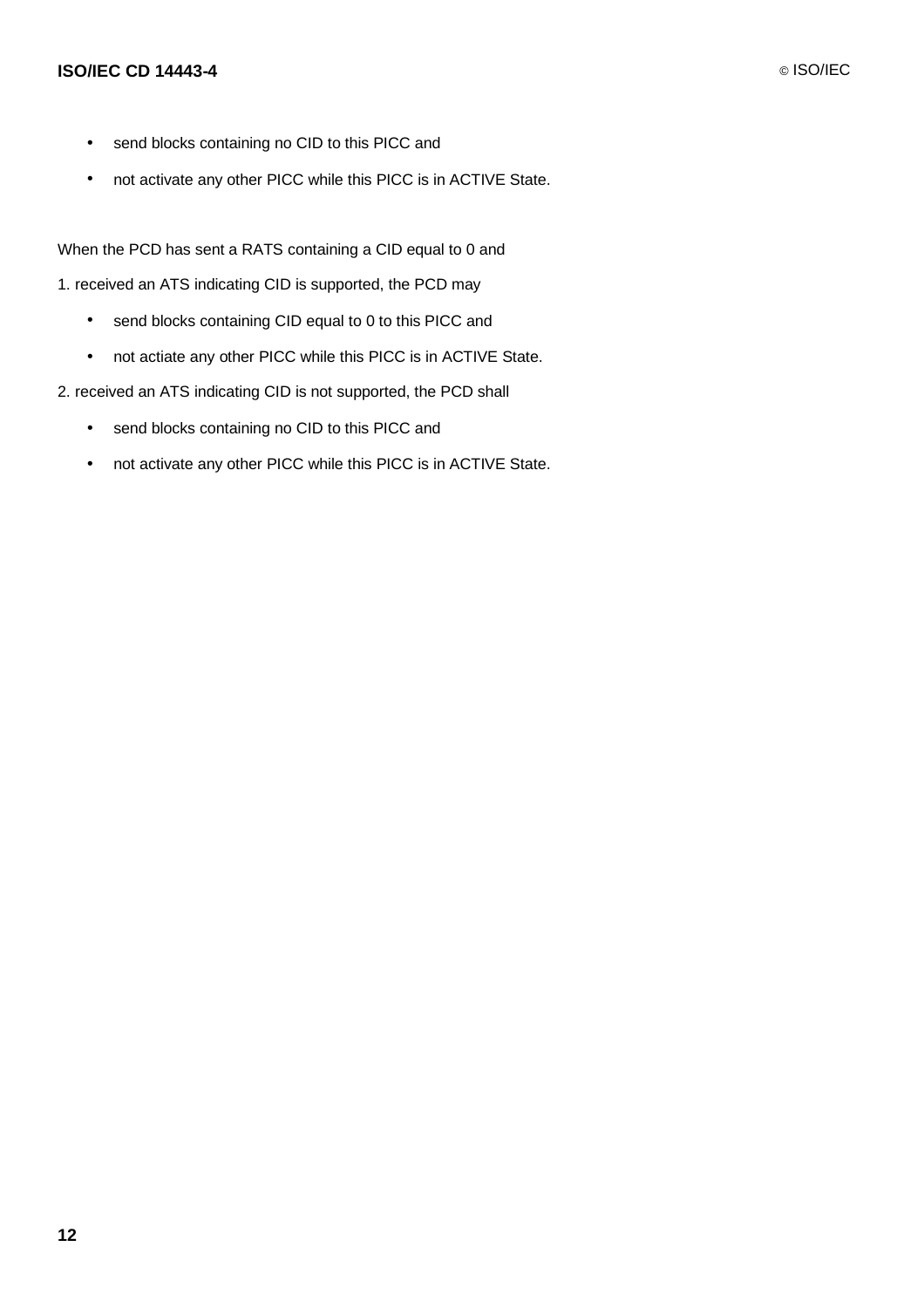- send blocks containing no CID to this PICC and
- not activate any other PICC while this PICC is in ACTIVE State.

When the PCD has sent a RATS containing a CID equal to 0 and

1. received an ATS indicating CID is supported, the PCD may
   - send blocks containing CID equal to 0 to this PICC and
   - not actiate any other PICC while this PICC is in ACTIVE State.
2. received an ATS indicating CID is not supported, the PCD shall
   - send blocks containing no CID to this PICC and
   - not activate any other PICC while this PICC is in ACTIVE State.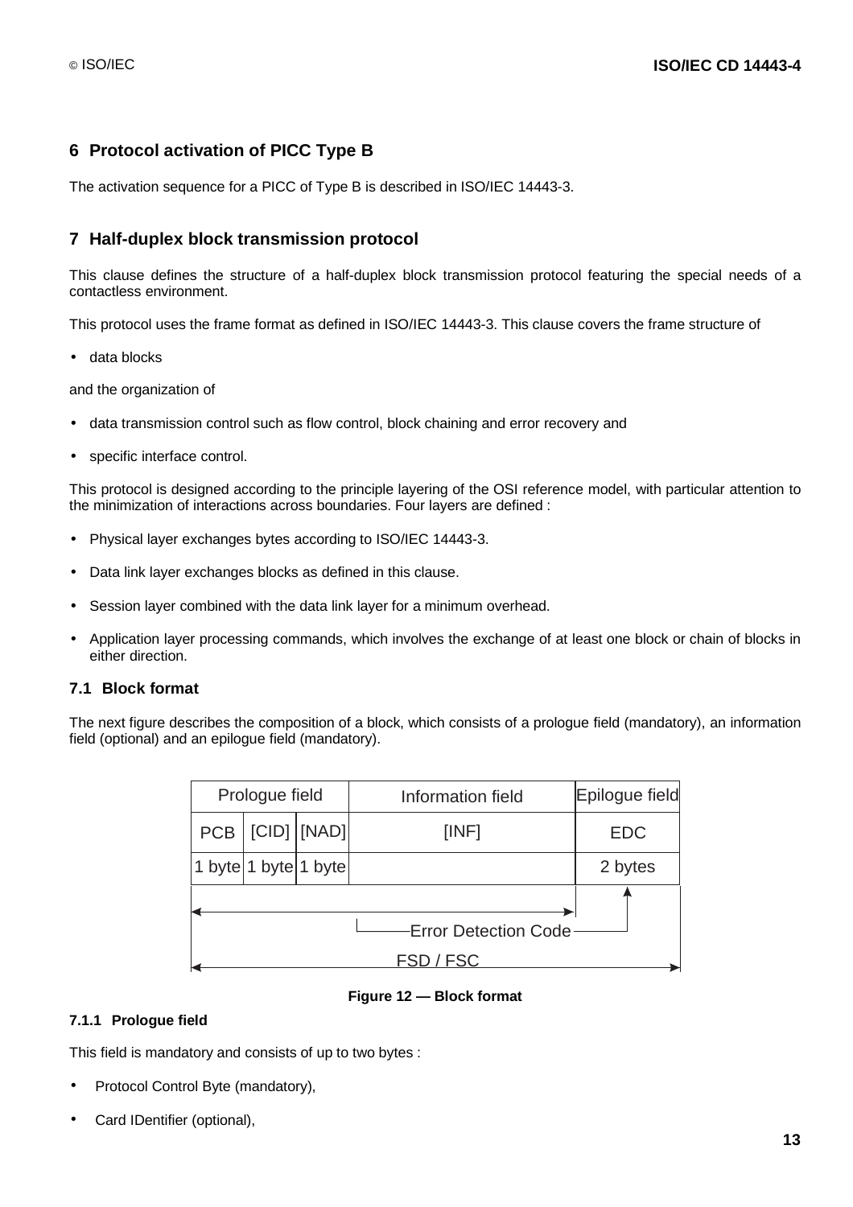## 6 Protocol activation of PICC Type B

The activation sequence for a PICC of Type B is described in ISO/IEC 14443-3.

## 7 Half-duplex block transmission protocol

This clause defines the structure of a half-duplex block transmission protocol featuring the special needs of a contactless environment.

This protocol uses the frame format as defined in ISO/IEC 14443-3. This clause covers the frame structure of

- data blocks

and the organization of

- data transmission control such as flow control, block chaining and error recovery and
- specific interface control.

This protocol is designed according to the principle layering of the OSI reference model, with particular attention to the minimization of interactions across boundaries. Four layers are defined :

- Physical layer exchanges bytes according to ISO/IEC 14443-3.
- Data link layer exchanges blocks as defined in this clause.
- Session layer combined with the data link layer for a minimum overhead.
- Application layer processing commands, which involves the exchange of at least one block or chain of blocks in either direction.

### 7.1 Block format

The next figure describes the composition of a block, which consists of a prologue field (mandatory), an information field (optional) and an epilogue field (mandatory).

| Prologue field | | | Information field | Epilogue field |
|---|---|---|---|---|
| PCB | [CID] | [NAD] | [INF] | EDC |
| 1 byte | 1 byte | 1 byte | | 2 bytes |

Error Detection Code

FSD / FSC

**Figure 12 — Block format**

#### 7.1.1 Prologue field

This field is mandatory and consists of up to two bytes :

- Protocol Control Byte (mandatory),
- Card IDentifier (optional),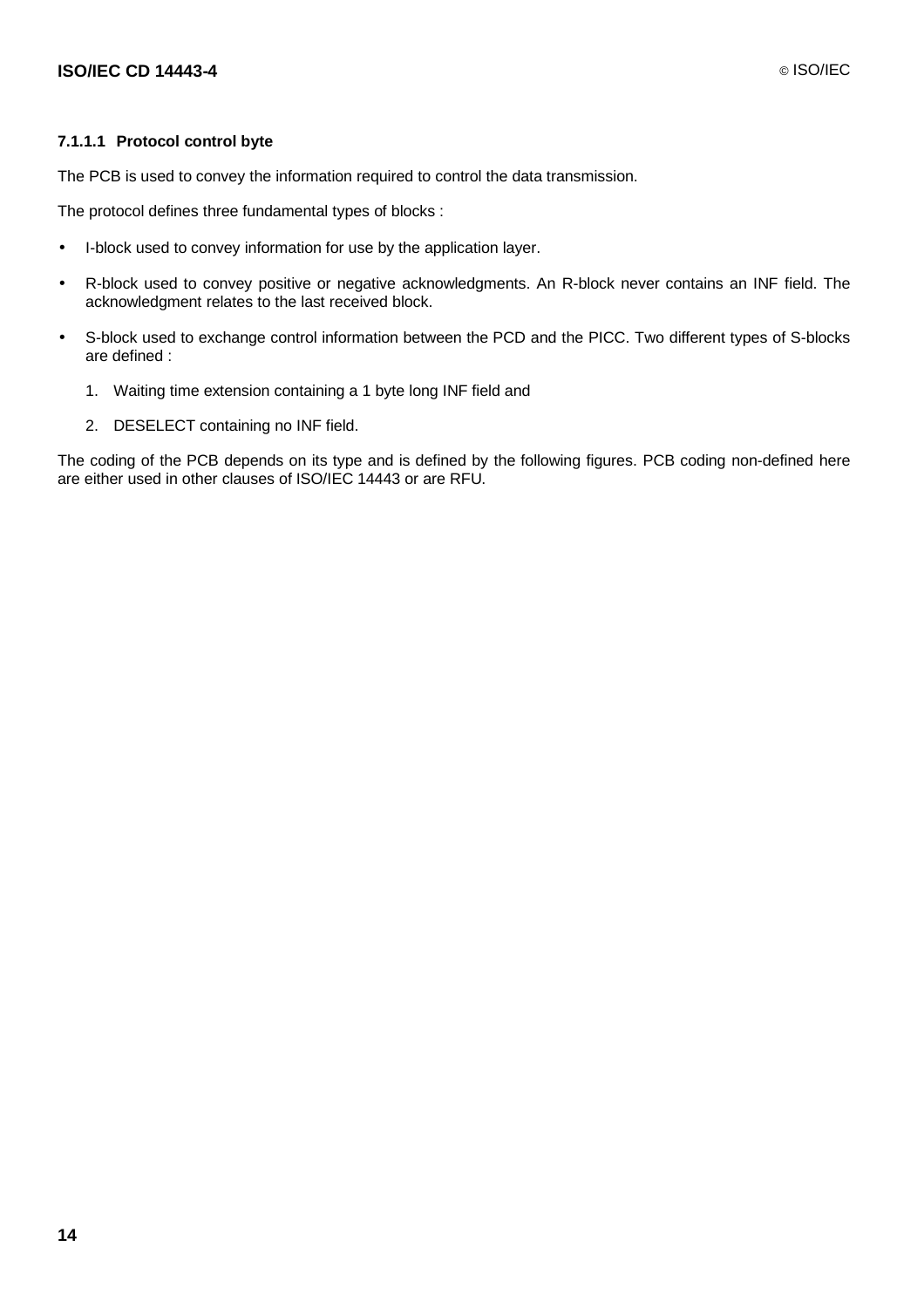#### 7.1.1.1 Protocol control byte

The PCB is used to convey the information required to control the data transmission.

The protocol defines three fundamental types of blocks :

- I-block used to convey information for use by the application layer.
- R-block used to convey positive or negative acknowledgments. An R-block never contains an INF field. The acknowledgment relates to the last received block.
- S-block used to exchange control information between the PCD and the PICC. Two different types of S-blocks are defined :
  1. Waiting time extension containing a 1 byte long INF field and
  2. DESELECT containing no INF field.

The coding of the PCB depends on its type and is defined by the following figures. PCB coding non-defined here are either used in other clauses of ISO/IEC 14443 or are RFU.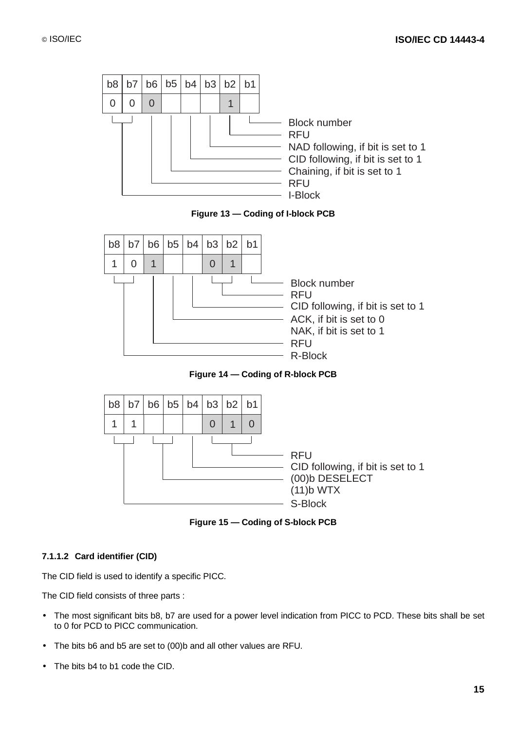| b8 | b7 | b6 | b5 | b4 | b3 | b2 | b1 |
| --- | --- | --- | --- | --- | --- | --- | --- |
| 0 | 0 | 0 | | | | 1 | |

- b1: Block number
- b2: RFU
- b3: NAD following, if bit is set to 1
- b4: CID following, if bit is set to 1
- b5: Chaining, if bit is set to 1
- b6: RFU
- b8, b7: I-Block

**Figure 13 — Coding of I-block PCB**

| b8 | b7 | b6 | b5 | b4 | b3 | b2 | b1 |
| --- | --- | --- | --- | --- | --- | --- | --- |
| 1 | 0 | 1 | | | 0 | 1 | |

- b1: Block number
- b3, b2: RFU
- b4: CID following, if bit is set to 1
- b5: ACK, if bit is set to 0; NAK, if bit is set to 1
- b6: RFU
- b8, b7: R-Block

**Figure 14 — Coding of R-block PCB**

| b8 | b7 | b6 | b5 | b4 | b3 | b2 | b1 |
| --- | --- | --- | --- | --- | --- | --- | --- |
| 1 | 1 | | | | 0 | 1 | 0 |

- b3 to b1: RFU
- b4: CID following, if bit is set to 1
- b6, b5: (00)b DESELECT; (11)b WTX
- b8, b7: S-Block

**Figure 15 — Coding of S-block PCB**

#### 7.1.1.2 Card identifier (CID)

The CID field is used to identify a specific PICC.

The CID field consists of three parts :

- The most significant bits b8, b7 are used for a power level indication from PICC to PCD. These bits shall be set to 0 for PCD to PICC communication.
- The bits b6 and b5 are set to (00)b and all other values are RFU.
- The bits b4 to b1 code the CID.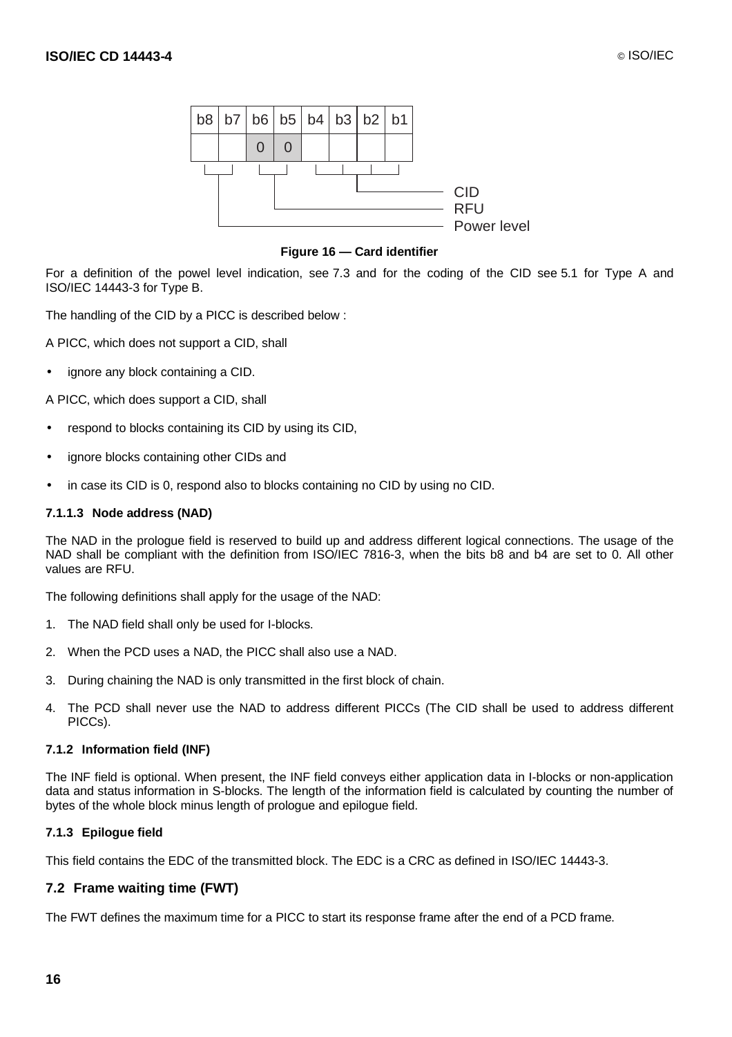| b8 | b7 | b6 | b5 | b4 | b3 | b2 | b1 |
|---|---|---|---|---|---|---|---|
| | | 0 | 0 | | | | |

- b8–b7: Power level
- b6–b5: RFU
- b4–b1: CID

**Figure 16 — Card identifier**

For a definition of the powel level indication, see 7.3 and for the coding of the CID see 5.1 for Type A and ISO/IEC 14443-3 for Type B.

The handling of the CID by a PICC is described below :

A PICC, which does not support a CID, shall

- ignore any block containing a CID.

A PICC, which does support a CID, shall

- respond to blocks containing its CID by using its CID,
- ignore blocks containing other CIDs and
- in case its CID is 0, respond also to blocks containing no CID by using no CID.

#### 7.1.1.3 Node address (NAD)

The NAD in the prologue field is reserved to build up and address different logical connections. The usage of the NAD shall be compliant with the definition from ISO/IEC 7816-3, when the bits b8 and b4 are set to 0. All other values are RFU.

The following definitions shall apply for the usage of the NAD:

1. The NAD field shall only be used for I-blocks.
2. When the PCD uses a NAD, the PICC shall also use a NAD.
3. During chaining the NAD is only transmitted in the first block of chain.
4. The PCD shall never use the NAD to address different PICCs (The CID shall be used to address different PICCs).

### 7.1.2 Information field (INF)

The INF field is optional. When present, the INF field conveys either application data in I-blocks or non-application data and status information in S-blocks. The length of the information field is calculated by counting the number of bytes of the whole block minus length of prologue and epilogue field.

### 7.1.3 Epilogue field

This field contains the EDC of the transmitted block. The EDC is a CRC as defined in ISO/IEC 14443-3.

## 7.2 Frame waiting time (FWT)

The FWT defines the maximum time for a PICC to start its response frame after the end of a PCD frame.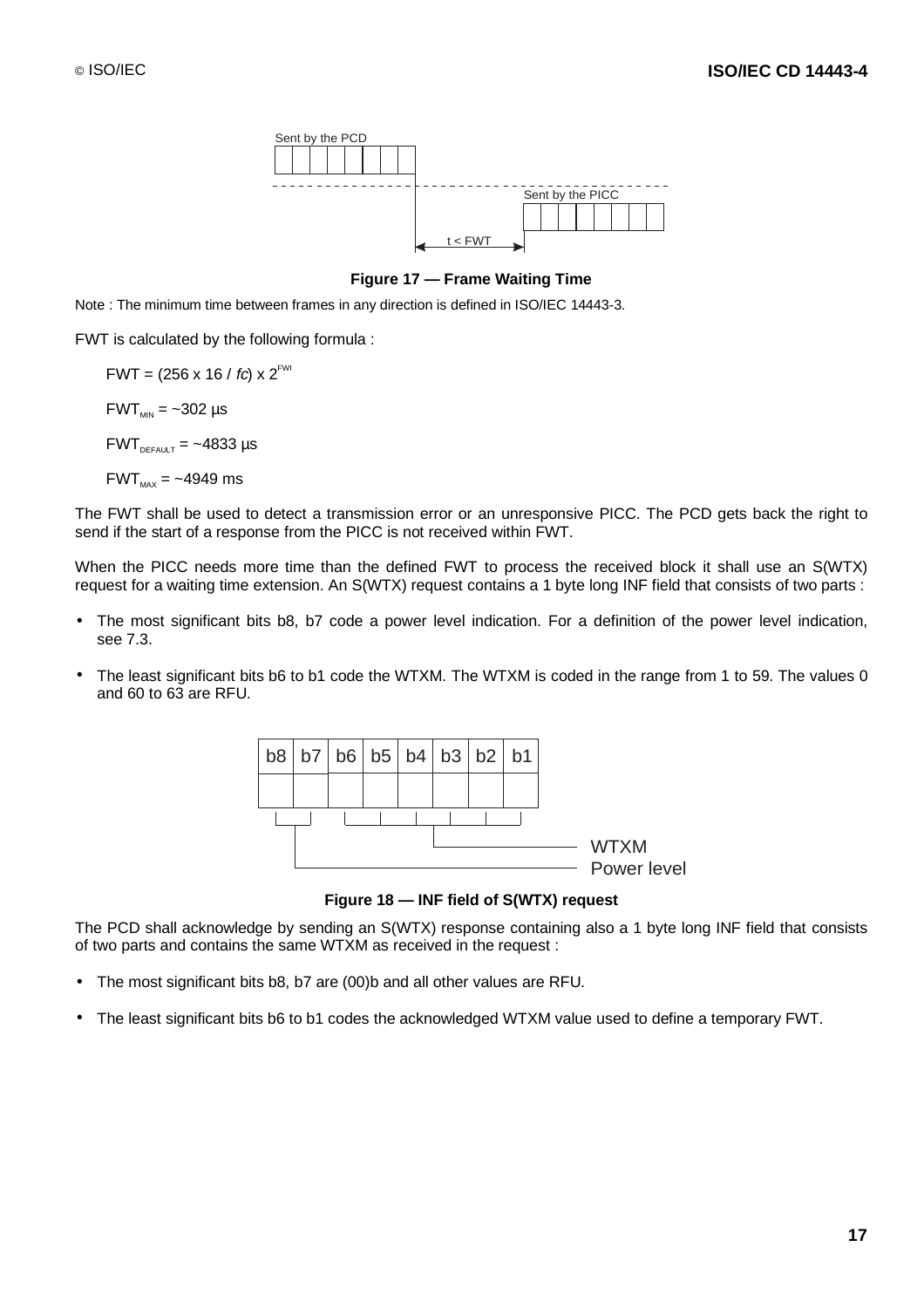Sent by the PCD

Sent by the PICC

t < FWT

**Figure 17 — Frame Waiting Time**

Note : The minimum time between frames in any direction is defined in ISO/IEC 14443-3.

FWT is calculated by the following formula :

$$FWT = (256 \times 16 / fc) \times 2^{FWI}$$

$$FWT_{MIN} = \sim 302\ \mu s$$

$$FWT_{DEFAULT} = \sim 4833\ \mu s$$

$$FWT_{MAX} = \sim 4949\ ms$$

The FWT shall be used to detect a transmission error or an unresponsive PICC. The PCD gets back the right to send if the start of a response from the PICC is not received within FWT.

When the PICC needs more time than the defined FWT to process the received block it shall use an S(WTX) request for a waiting time extension. An S(WTX) request contains a 1 byte long INF field that consists of two parts :

- The most significant bits b8, b7 code a power level indication. For a definition of the power level indication, see 7.3.
- The least significant bits b6 to b1 code the WTXM. The WTXM is coded in the range from 1 to 59. The values 0 and 60 to 63 are RFU.

| b8 | b7 | b6 | b5 | b4 | b3 | b2 | b1 |
|---|---|---|---|---|---|---|---|
| | | | | | | | |

b8–b7: Power level
b6–b1: WTXM

**Figure 18 — INF field of S(WTX) request**

The PCD shall acknowledge by sending an S(WTX) response containing also a 1 byte long INF field that consists of two parts and contains the same WTXM as received in the request :

- The most significant bits b8, b7 are (00)b and all other values are RFU.
- The least significant bits b6 to b1 codes the acknowledged WTXM value used to define a temporary FWT.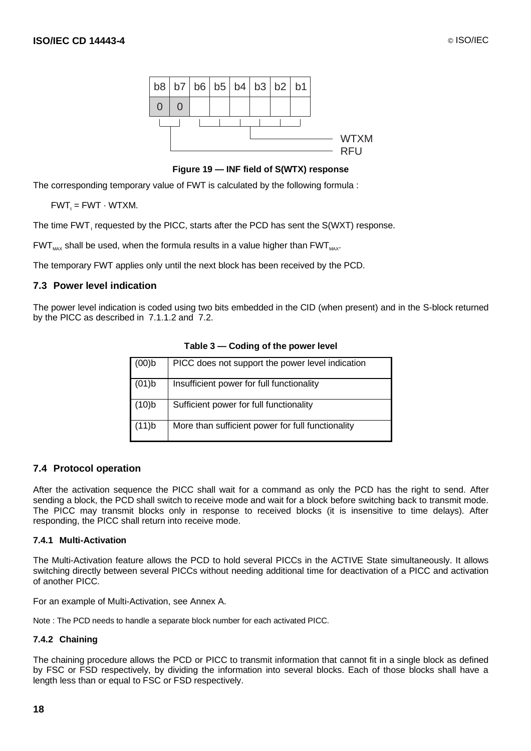| b8 | b7 | b6 | b5 | b4 | b3 | b2 | b1 |
|---|---|---|---|---|---|---|---|
| 0 | 0 | | | | | | |

- b6–b1: WTXM
- b8–b7: RFU

**Figure 19 — INF field of S(WTX) response**

The corresponding temporary value of FWT is calculated by the following formula :

$FWT_t = FWT \cdot WTXM$.

The time $FWT_t$ requested by the PICC, starts after the PCD has sent the S(WXT) response.

$FWT_{MAX}$ shall be used, when the formula results in a value higher than $FWT_{MAX}$.

The temporary FWT applies only until the next block has been received by the PCD.

## 7.3 Power level indication

The power level indication is coded using two bits embedded in the CID (when present) and in the S-block returned by the PICC as described in 7.1.1.2 and 7.2.

**Table 3 — Coding of the power level**

| | |
|---|---|
| (00)b | PICC does not support the power level indication |
| (01)b | Insufficient power for full functionality |
| (10)b | Sufficient power for full functionality |
| (11)b | More than sufficient power for full functionality |

## 7.4 Protocol operation

After the activation sequence the PICC shall wait for a command as only the PCD has the right to send. After sending a block, the PCD shall switch to receive mode and wait for a block before switching back to transmit mode. The PICC may transmit blocks only in response to received blocks (it is insensitive to time delays). After responding, the PICC shall return into receive mode.

### 7.4.1 Multi-Activation

The Multi-Activation feature allows the PCD to hold several PICCs in the ACTIVE State simultaneously. It allows switching directly between several PICCs without needing additional time for deactivation of a PICC and activation of another PICC.

For an example of Multi-Activation, see Annex A.

Note : The PCD needs to handle a separate block number for each activated PICC.

### 7.4.2 Chaining

The chaining procedure allows the PCD or PICC to transmit information that cannot fit in a single block as defined by FSC or FSD respectively, by dividing the information into several blocks. Each of those blocks shall have a length less than or equal to FSC or FSD respectively.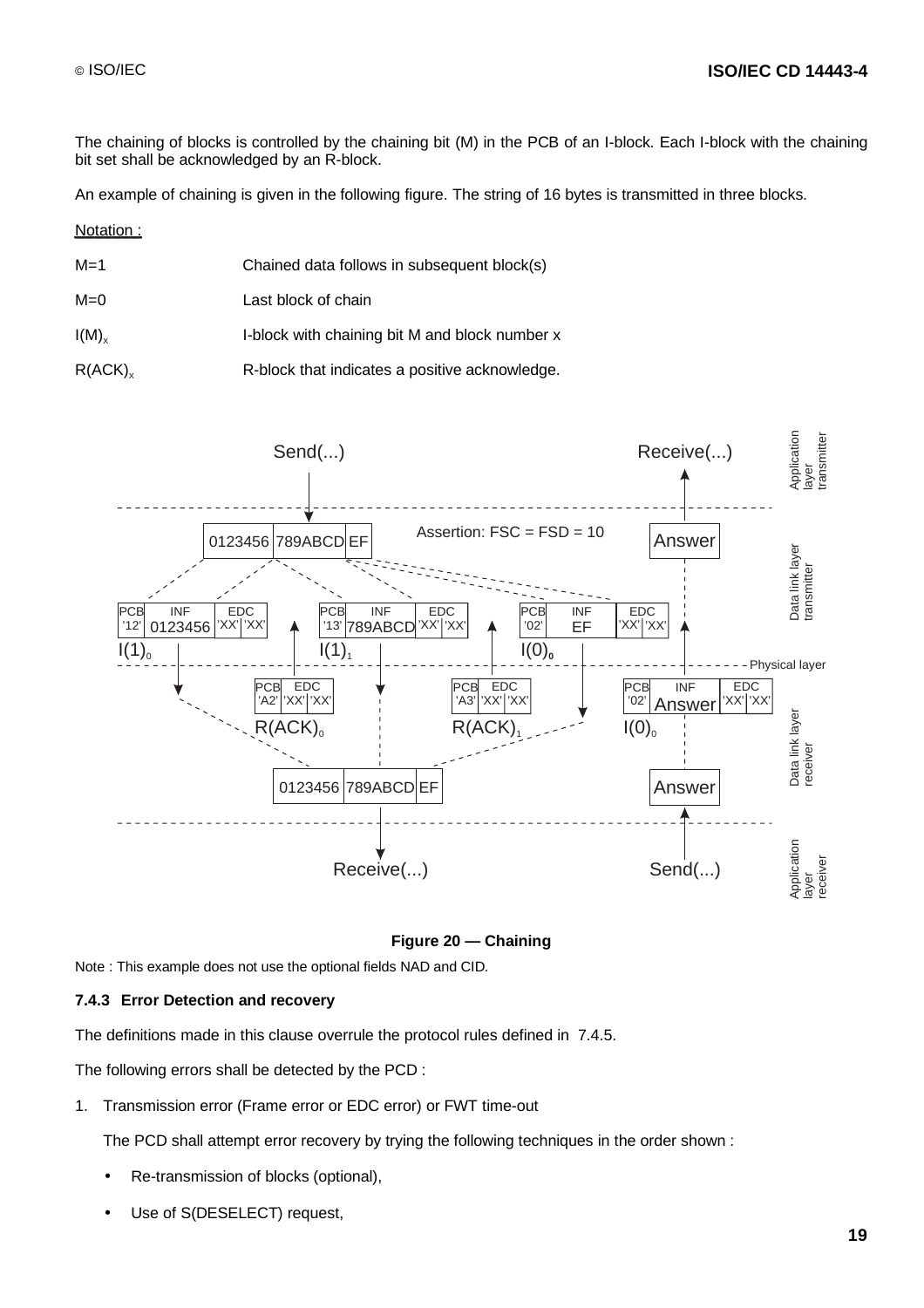The chaining of blocks is controlled by the chaining bit (M) in the PCB of an I-block. Each I-block with the chaining bit set shall be acknowledged by an R-block.

An example of chaining is given in the following figure. The string of 16 bytes is transmitted in three blocks.

Notation :

| | |
|---|---|
| M=1 | Chained data follows in subsequent block(s) |
| M=0 | Last block of chain |
| $I(M)_x$ | I-block with chaining bit M and block number x |
| $R(ACK)_x$ | R-block that indicates a positive acknowledge. |

**Figure 20 — Chaining**

Note : This example does not use the optional fields NAD and CID.

### 7.4.3 Error Detection and recovery

The definitions made in this clause overrule the protocol rules defined in 7.4.5.

The following errors shall be detected by the PCD :

1. Transmission error (Frame error or EDC error) or FWT time-out

   The PCD shall attempt error recovery by trying the following techniques in the order shown :

   - Re-transmission of blocks (optional),
   - Use of S(DESELECT) request,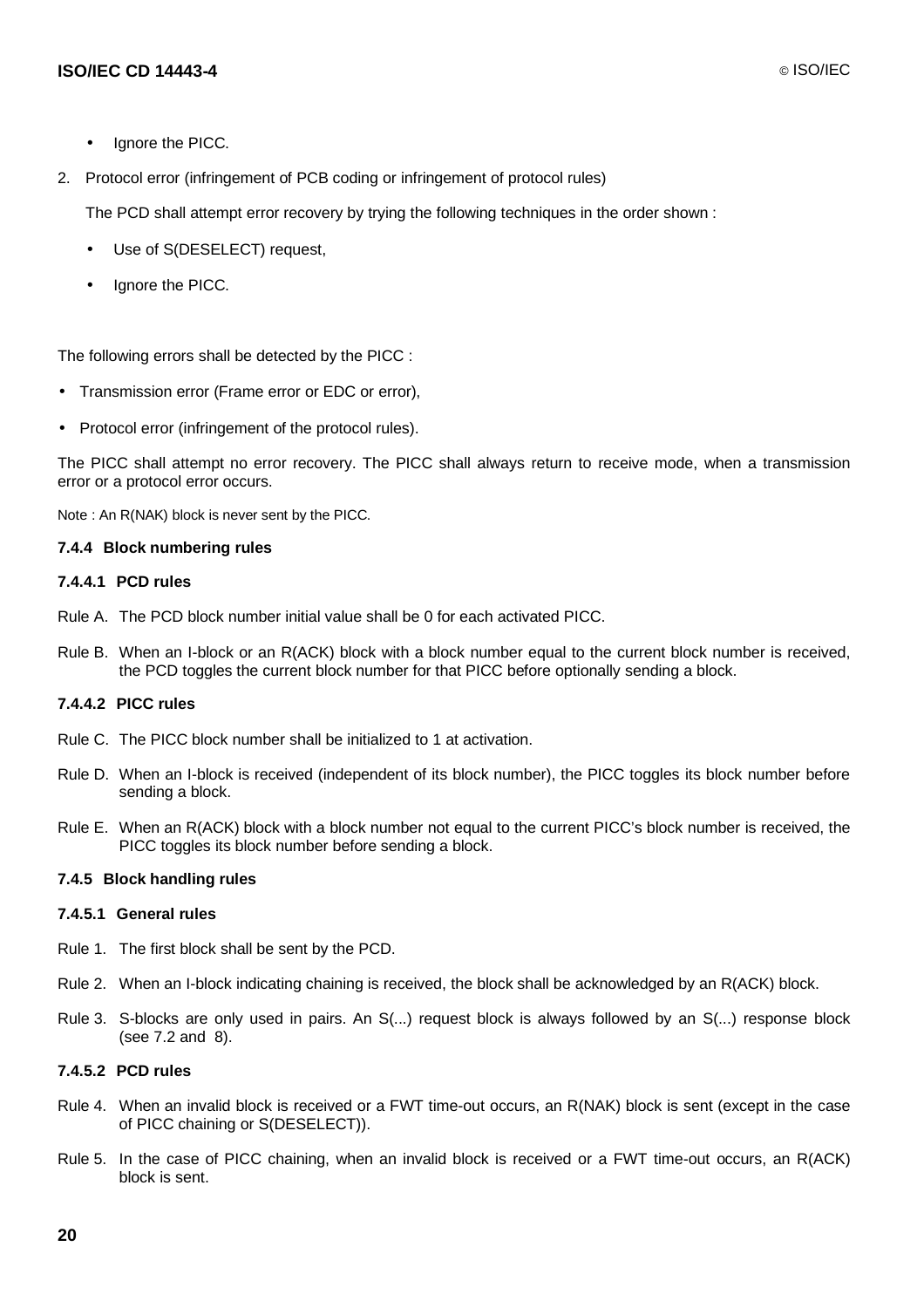- Ignore the PICC.

2. Protocol error (infringement of PCB coding or infringement of protocol rules)

   The PCD shall attempt error recovery by trying the following techniques in the order shown :

   - Use of S(DESELECT) request,
   - Ignore the PICC.

The following errors shall be detected by the PICC :

- Transmission error (Frame error or EDC or error),
- Protocol error (infringement of the protocol rules).

The PICC shall attempt no error recovery. The PICC shall always return to receive mode, when a transmission error or a protocol error occurs.

Note : An R(NAK) block is never sent by the PICC.

#### 7.4.4 Block numbering rules

##### 7.4.4.1 PCD rules

Rule A. The PCD block number initial value shall be 0 for each activated PICC.

Rule B. When an I-block or an R(ACK) block with a block number equal to the current block number is received, the PCD toggles the current block number for that PICC before optionally sending a block.

##### 7.4.4.2 PICC rules

Rule C. The PICC block number shall be initialized to 1 at activation.

Rule D. When an I-block is received (independent of its block number), the PICC toggles its block number before sending a block.

Rule E. When an R(ACK) block with a block number not equal to the current PICC's block number is received, the PICC toggles its block number before sending a block.

#### 7.4.5 Block handling rules

##### 7.4.5.1 General rules

Rule 1. The first block shall be sent by the PCD.

Rule 2. When an I-block indicating chaining is received, the block shall be acknowledged by an R(ACK) block.

Rule 3. S-blocks are only used in pairs. An S(...) request block is always followed by an S(...) response block (see 7.2 and 8).

##### 7.4.5.2 PCD rules

Rule 4. When an invalid block is received or a FWT time-out occurs, an R(NAK) block is sent (except in the case of PICC chaining or S(DESELECT)).

Rule 5. In the case of PICC chaining, when an invalid block is received or a FWT time-out occurs, an R(ACK) block is sent.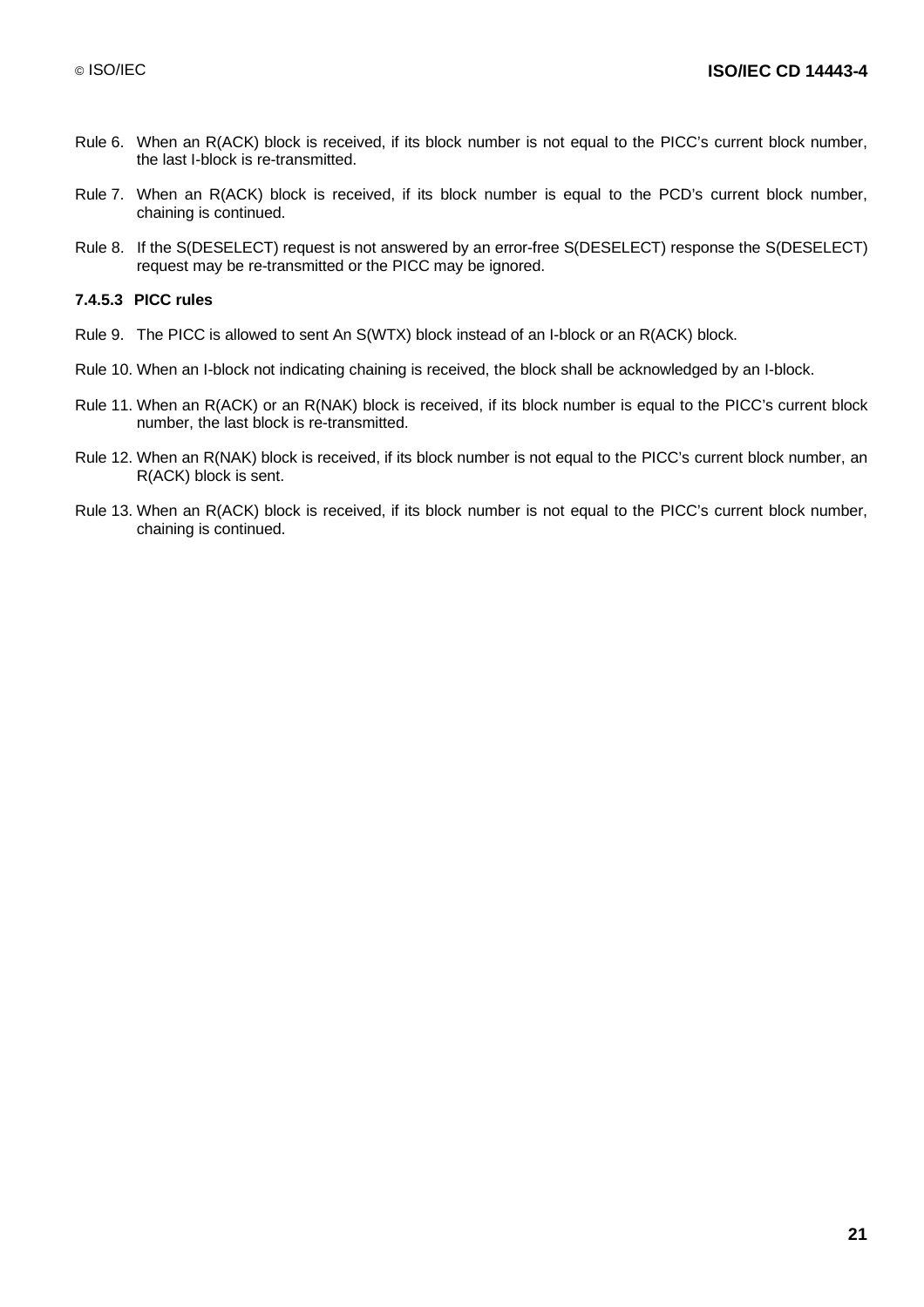Rule 6. When an R(ACK) block is received, if its block number is not equal to the PICC's current block number, the last I-block is re-transmitted.

Rule 7. When an R(ACK) block is received, if its block number is equal to the PCD's current block number, chaining is continued.

Rule 8. If the S(DESELECT) request is not answered by an error-free S(DESELECT) response the S(DESELECT) request may be re-transmitted or the PICC may be ignored.

#### 7.4.5.3 PICC rules

Rule 9. The PICC is allowed to sent An S(WTX) block instead of an I-block or an R(ACK) block.

Rule 10. When an I-block not indicating chaining is received, the block shall be acknowledged by an I-block.

Rule 11. When an R(ACK) or an R(NAK) block is received, if its block number is equal to the PICC's current block number, the last block is re-transmitted.

Rule 12. When an R(NAK) block is received, if its block number is not equal to the PICC's current block number, an R(ACK) block is sent.

Rule 13. When an R(ACK) block is received, if its block number is not equal to the PICC's current block number, chaining is continued.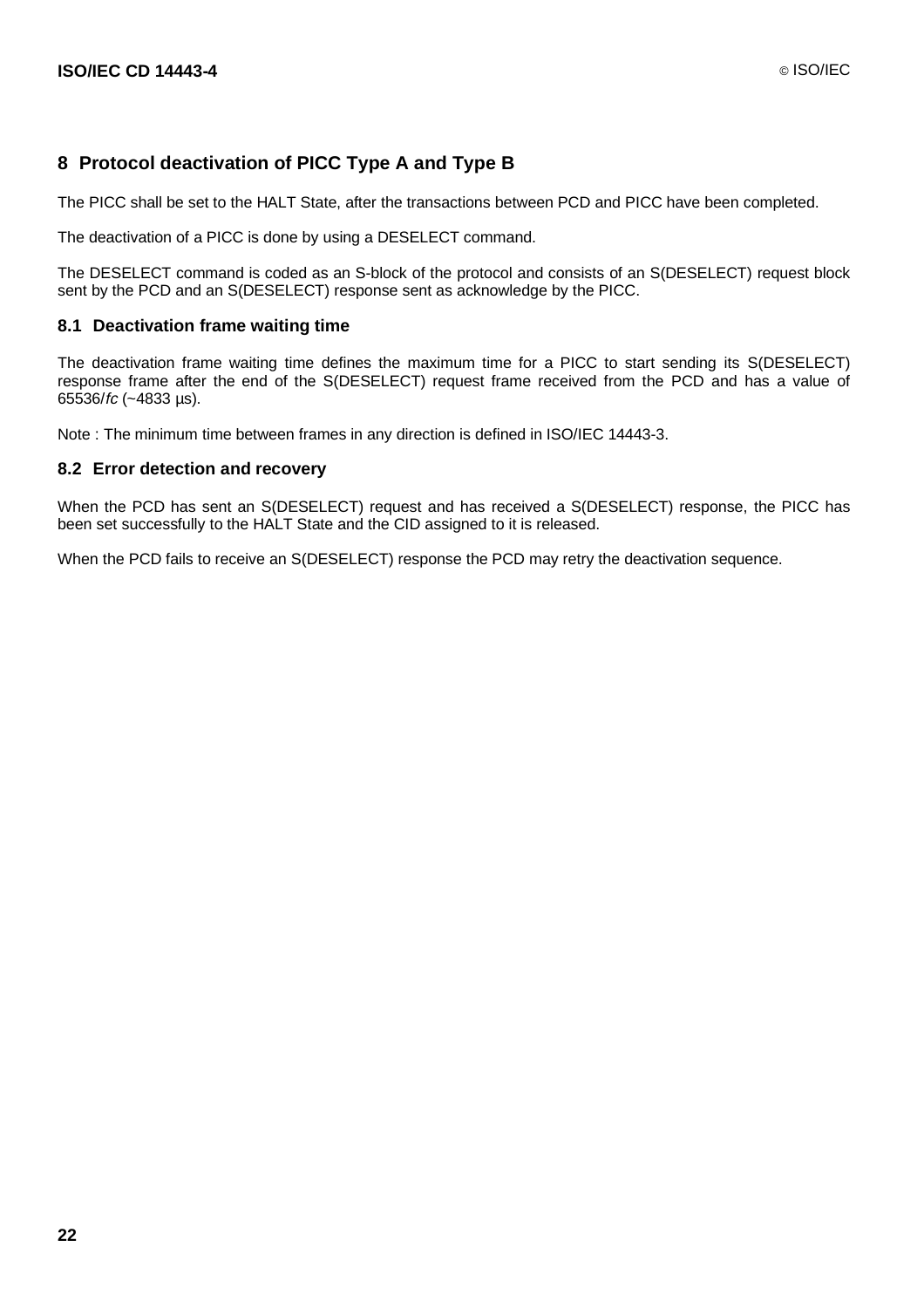# 8 Protocol deactivation of PICC Type A and Type B

The PICC shall be set to the HALT State, after the transactions between PCD and PICC have been completed.

The deactivation of a PICC is done by using a DESELECT command.

The DESELECT command is coded as an S-block of the protocol and consists of an S(DESELECT) request block sent by the PCD and an S(DESELECT) response sent as acknowledge by the PICC.

## 8.1 Deactivation frame waiting time

The deactivation frame waiting time defines the maximum time for a PICC to start sending its S(DESELECT) response frame after the end of the S(DESELECT) request frame received from the PCD and has a value of 65536/*fc* (~4833 µs).

Note : The minimum time between frames in any direction is defined in ISO/IEC 14443-3.

## 8.2 Error detection and recovery

When the PCD has sent an S(DESELECT) request and has received a S(DESELECT) response, the PICC has been set successfully to the HALT State and the CID assigned to it is released.

When the PCD fails to receive an S(DESELECT) response the PCD may retry the deactivation sequence.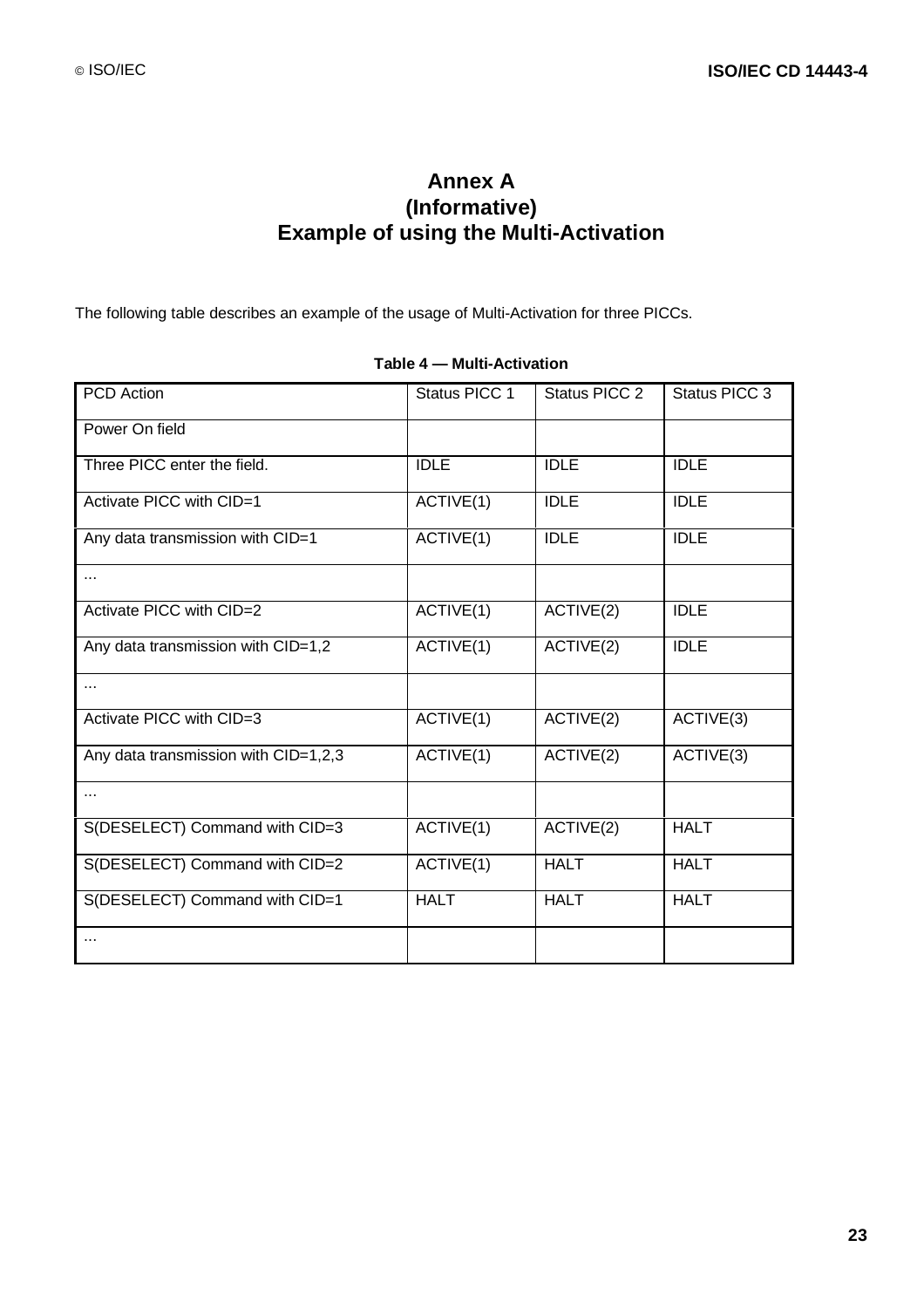# Annex A
# (Informative)
# Example of using the Multi-Activation

The following table describes an example of the usage of Multi-Activation for three PICCs.

**Table 4 — Multi-Activation**

| PCD Action | Status PICC 1 | Status PICC 2 | Status PICC 3 |
|---|---|---|---|
| Power On field | | | |
| Three PICC enter the field. | IDLE | IDLE | IDLE |
| Activate PICC with CID=1 | ACTIVE(1) | IDLE | IDLE |
| Any data transmission with CID=1 | ACTIVE(1) | IDLE | IDLE |
| ... | | | |
| Activate PICC with CID=2 | ACTIVE(1) | ACTIVE(2) | IDLE |
| Any data transmission with CID=1,2 | ACTIVE(1) | ACTIVE(2) | IDLE |
| ... | | | |
| Activate PICC with CID=3 | ACTIVE(1) | ACTIVE(2) | ACTIVE(3) |
| Any data transmission with CID=1,2,3 | ACTIVE(1) | ACTIVE(2) | ACTIVE(3) |
| ... | | | |
| S(DESELECT) Command with CID=3 | ACTIVE(1) | ACTIVE(2) | HALT |
| S(DESELECT) Command with CID=2 | ACTIVE(1) | HALT | HALT |
| S(DESELECT) Command with CID=1 | HALT | HALT | HALT |
| ... | | | |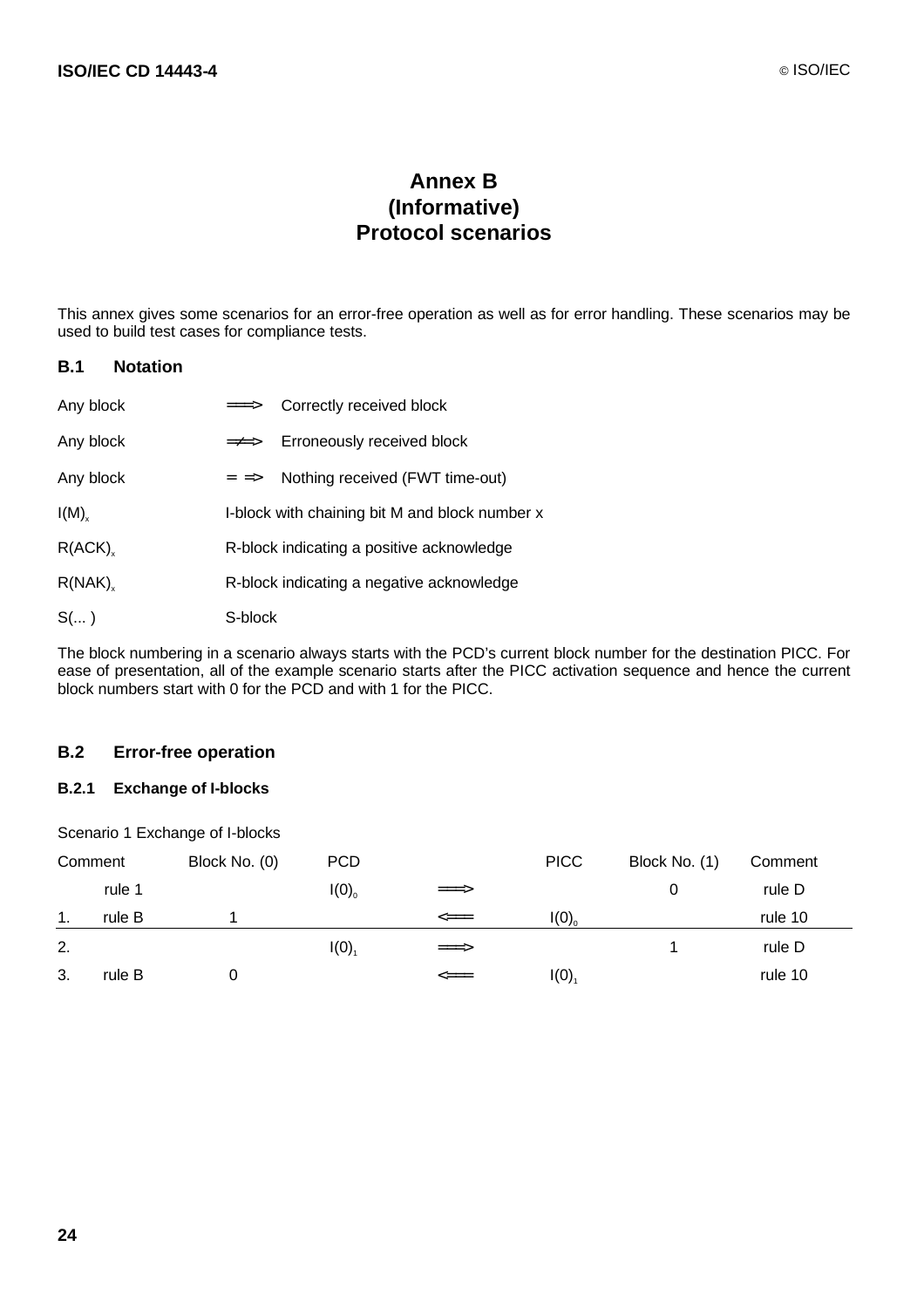# Annex B
# (Informative)
# Protocol scenarios

This annex gives some scenarios for an error-free operation as well as for error handling. These scenarios may be used to build test cases for compliance tests.

## B.1 Notation

| | | |
|---|---|---|
| Any block | ══> | Correctly received block |
| Any block | ═≠═> | Erroneously received block |
| Any block | ═ ═> | Nothing received (FWT time-out) |
| $I(M)_x$ | | I-block with chaining bit M and block number x |
| $R(ACK)_x$ | | R-block indicating a positive acknowledge |
| $R(NAK)_x$ | | R-block indicating a negative acknowledge |
| S(... ) | | S-block |

The block numbering in a scenario always starts with the PCD's current block number for the destination PICC. For ease of presentation, all of the example scenario starts after the PICC activation sequence and hence the current block numbers start with 0 for the PCD and with 1 for the PICC.

## B.2 Error-free operation

### B.2.1 Exchange of I-blocks

Scenario 1 Exchange of I-blocks

| Comment | Block No. (0) | PCD | | PICC | Block No. (1) | Comment |
|---|---|---|---|---|---|---|
| rule 1 | | $I(0)_0$ | ══> | | 0 | rule D |
| 1. rule B | 1 | | <══ | $I(0)_0$ | | rule 10 |
| 2. | | $I(0)_1$ | ══> | | 1 | rule D |
| 3. rule B | 0 | | <══ | $I(0)_1$ | | rule 10 |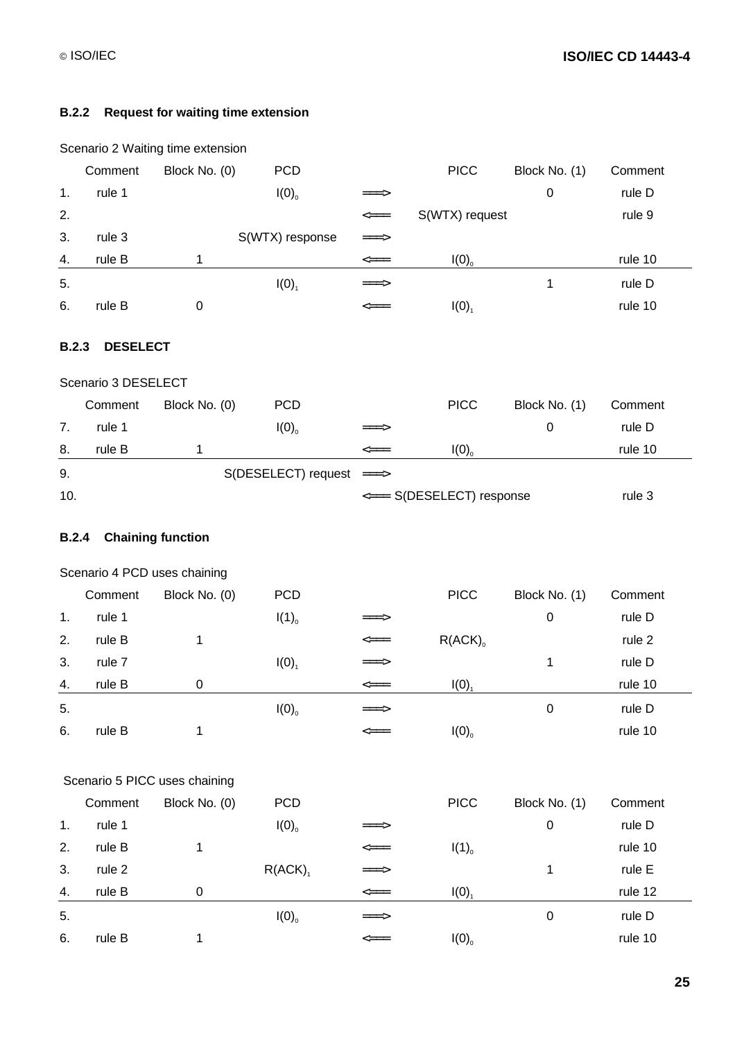### B.2.2 Request for waiting time extension

Scenario 2 Waiting time extension

| | Comment | Block No. (0) | PCD | | PICC | Block No. (1) | Comment |
|---|---|---|---|---|---|---|---|
| 1. | rule 1 | | $I(0)_0$ | ⟹ | | 0 | rule D |
| 2. | | | | ⟸ | S(WTX) request | | rule 9 |
| 3. | rule 3 | | S(WTX) response | ⟹ | | | |
| 4. | rule B | 1 | | ⟸ | $I(0)_0$ | | rule 10 |
| 5. | | | $I(0)_1$ | ⟹ | | 1 | rule D |
| 6. | rule B | 0 | | ⟸ | $I(0)_1$ | | rule 10 |

### B.2.3 DESELECT

Scenario 3 DESELECT

| | Comment | Block No. (0) | PCD | | PICC | Block No. (1) | Comment |
|---|---|---|---|---|---|---|---|
| 7. | rule 1 | | $I(0)_0$ | ⟹ | | 0 | rule D |
| 8. | rule B | 1 | | ⟸ | $I(0)_0$ | | rule 10 |
| 9. | | | S(DESELECT) request | ⟹ | | | |
| 10. | | | | ⟸ | S(DESELECT) response | | rule 3 |

### B.2.4 Chaining function

Scenario 4 PCD uses chaining

| | Comment | Block No. (0) | PCD | | PICC | Block No. (1) | Comment |
|---|---|---|---|---|---|---|---|
| 1. | rule 1 | | $I(1)_0$ | ⟹ | | 0 | rule D |
| 2. | rule B | 1 | | ⟸ | $R(ACK)_0$ | | rule 2 |
| 3. | rule 7 | | $I(0)_1$ | ⟹ | | 1 | rule D |
| 4. | rule B | 0 | | ⟸ | $I(0)_1$ | | rule 10 |
| 5. | | | $I(0)_0$ | ⟹ | | 0 | rule D |
| 6. | rule B | 1 | | ⟸ | $I(0)_0$ | | rule 10 |

Scenario 5 PICC uses chaining

| | Comment | Block No. (0) | PCD | | PICC | Block No. (1) | Comment |
|---|---|---|---|---|---|---|---|
| 1. | rule 1 | | $I(0)_0$ | ⟹ | | 0 | rule D |
| 2. | rule B | 1 | | ⟸ | $I(1)_0$ | | rule 10 |
| 3. | rule 2 | | $R(ACK)_1$ | ⟹ | | 1 | rule E |
| 4. | rule B | 0 | | ⟸ | $I(0)_1$ | | rule 12 |
| 5. | | | $I(0)_0$ | ⟹ | | 0 | rule D |
| 6. | rule B | 1 | | ⟸ | $I(0)_0$ | | rule 10 |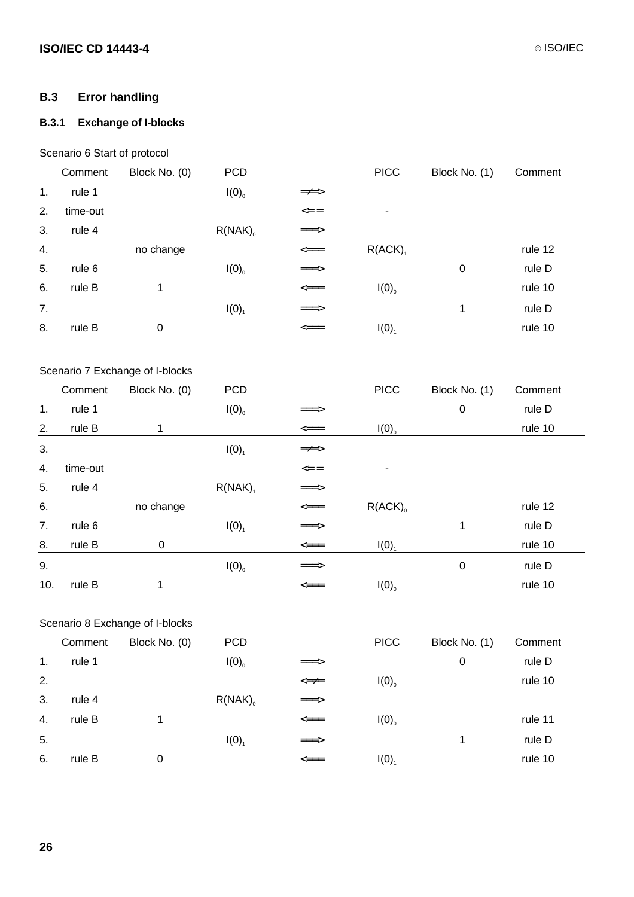## B.3 Error handling

### B.3.1 Exchange of I-blocks

Scenario 6 Start of protocol

| | Comment | Block No. (0) | PCD | | PICC | Block No. (1) | Comment |
|---|---|---|---|---|---|---|---|
| 1. | rule 1 | | $I(0)_0$ | ═≠> | | | |
| 2. | time-out | | | <═ ═ | - | | |
| 3. | rule 4 | | $R(NAK)_0$ | ═══> | | | |
| 4. | | no change | | <═══ | $R(ACK)_1$ | | rule 12 |
| 5. | rule 6 | | $I(0)_0$ | ═══> | | 0 | rule D |
| 6. | rule B | 1 | | <═══ | $I(0)_0$ | | rule 10 |
| 7. | | | $I(0)_1$ | ═══> | | 1 | rule D |
| 8. | rule B | 0 | | <═══ | $I(0)_1$ | | rule 10 |

Scenario 7 Exchange of I-blocks

| | Comment | Block No. (0) | PCD | | PICC | Block No. (1) | Comment |
|---|---|---|---|---|---|---|---|
| 1. | rule 1 | | $I(0)_0$ | ═══> | | 0 | rule D |
| 2. | rule B | 1 | | <═══ | $I(0)_0$ | | rule 10 |
| 3. | | | $I(0)_1$ | ═≠> | | | |
| 4. | time-out | | | <═ ═ | - | | |
| 5. | rule 4 | | $R(NAK)_1$ | ═══> | | | |
| 6. | | no change | | <═══ | $R(ACK)_0$ | | rule 12 |
| 7. | rule 6 | | $I(0)_1$ | ═══> | | 1 | rule D |
| 8. | rule B | 0 | | <═══ | $I(0)_1$ | | rule 10 |
| 9. | | | $I(0)_0$ | ═══> | | 0 | rule D |
| 10. | rule B | 1 | | <═══ | $I(0)_0$ | | rule 10 |

Scenario 8 Exchange of I-blocks

| | Comment | Block No. (0) | PCD | | PICC | Block No. (1) | Comment |
|---|---|---|---|---|---|---|---|
| 1. | rule 1 | | $I(0)_0$ | ═══> | | 0 | rule D |
| 2. | | | | <═≠ | $I(0)_0$ | | rule 10 |
| 3. | rule 4 | | $R(NAK)_0$ | ═══> | | | |
| 4. | rule B | 1 | | <═══ | $I(0)_0$ | | rule 11 |
| 5. | | | $I(0)_1$ | ═══> | | 1 | rule D |
| 6. | rule B | 0 | | <═══ | $I(0)_1$ | | rule 10 |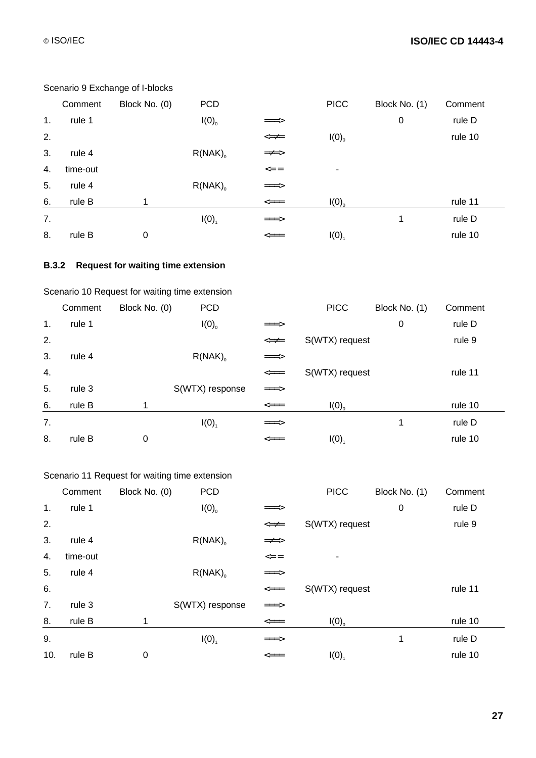Scenario 9 Exchange of I-blocks

| | Comment | Block No. (0) | PCD | | PICC | Block No. (1) | Comment |
|---|---|---|---|---|---|---|---|
| 1. | rule 1 | | $I(0)_0$ | ⟹ | | 0 | rule D |
| 2. | | | | ⟸/ | $I(0)_0$ | | rule 10 |
| 3. | rule 4 | | $R(NAK)_0$ | ⟹/ | | | |
| 4. | time-out | | | ⇐= | - | | |
| 5. | rule 4 | | $R(NAK)_0$ | ⟹ | | | |
| 6. | rule B | 1 | | ⟸ | $I(0)_0$ | | rule 11 |
| 7. | | | $I(0)_1$ | ⟹ | | 1 | rule D |
| 8. | rule B | 0 | | ⟸ | $I(0)_1$ | | rule 10 |

### B.3.2 Request for waiting time extension

Scenario 10 Request for waiting time extension

| | Comment | Block No. (0) | PCD | | PICC | Block No. (1) | Comment |
|---|---|---|---|---|---|---|---|
| 1. | rule 1 | | $I(0)_0$ | ⟹ | | 0 | rule D |
| 2. | | | | ⟸/ | S(WTX) request | | rule 9 |
| 3. | rule 4 | | $R(NAK)_0$ | ⟹ | | | |
| 4. | | | | ⟸ | S(WTX) request | | rule 11 |
| 5. | rule 3 | | S(WTX) response | ⟹ | | | |
| 6. | rule B | 1 | | ⟸ | $I(0)_0$ | | rule 10 |
| 7. | | | $I(0)_1$ | ⟹ | | 1 | rule D |
| 8. | rule B | 0 | | ⟸ | $I(0)_1$ | | rule 10 |

Scenario 11 Request for waiting time extension

| | Comment | Block No. (0) | PCD | | PICC | Block No. (1) | Comment |
|---|---|---|---|---|---|---|---|
| 1. | rule 1 | | $I(0)_0$ | ⟹ | | 0 | rule D |
| 2. | | | | ⟸/ | S(WTX) request | | rule 9 |
| 3. | rule 4 | | $R(NAK)_0$ | ⟹/ | | | |
| 4. | time-out | | | ⇐= | - | | |
| 5. | rule 4 | | $R(NAK)_0$ | ⟹ | | | |
| 6. | | | | ⟸ | S(WTX) request | | rule 11 |
| 7. | rule 3 | | S(WTX) response | ⟹ | | | |
| 8. | rule B | 1 | | ⟸ | $I(0)_0$ | | rule 10 |
| 9. | | | $I(0)_1$ | ⟹ | | 1 | rule D |
| 10. | rule B | 0 | | ⟸ | $I(0)_1$ | | rule 10 |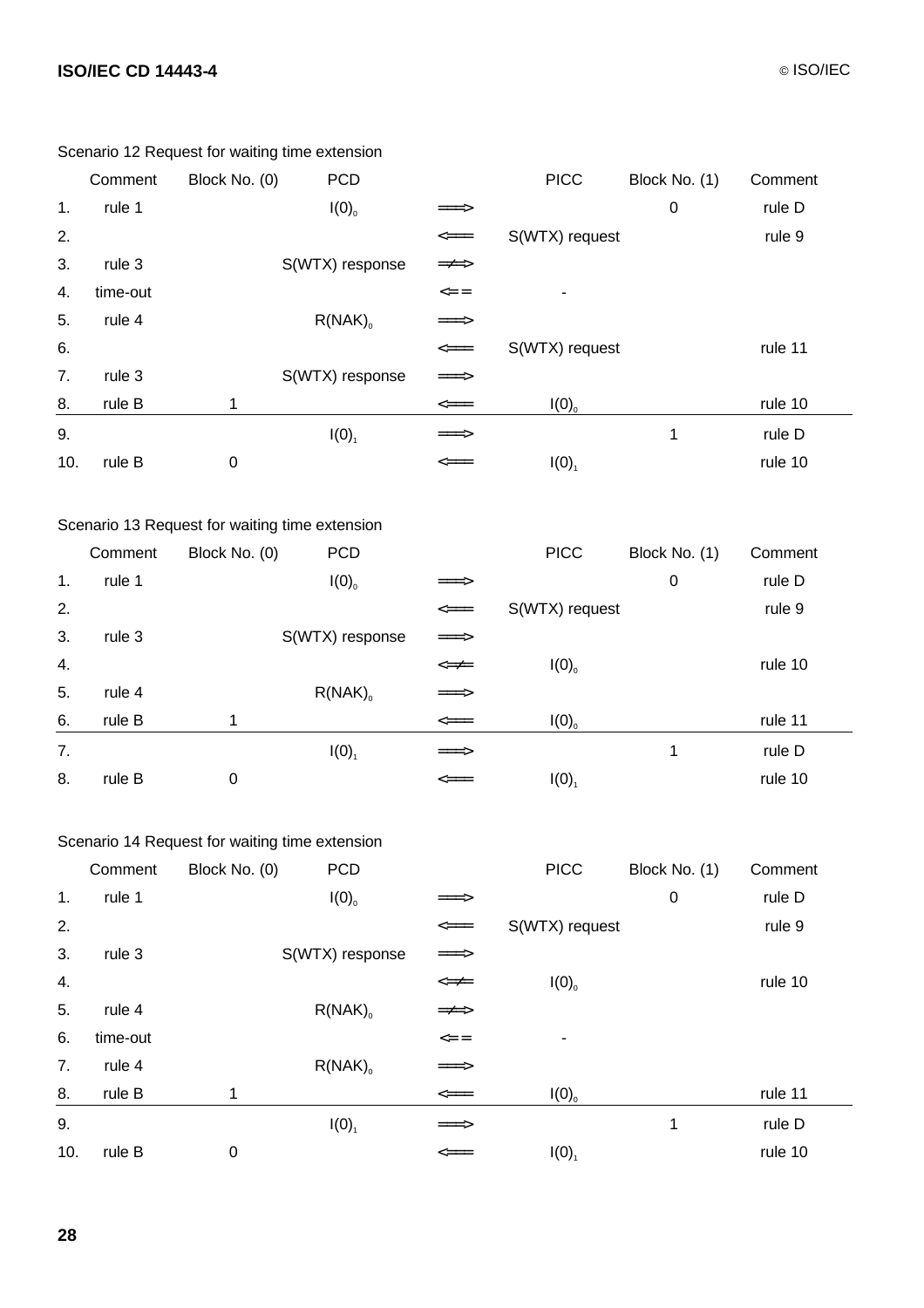Scenario 12 Request for waiting time extension

| | Comment | Block No. (0) | PCD | | PICC | Block No. (1) | Comment |
|---|---|---|---|---|---|---|---|
| 1. | rule 1 | | $I(0)_0$ | ⟹ | | 0 | rule D |
| 2. | | | | ⟸ | S(WTX) request | | rule 9 |
| 3. | rule 3 | | S(WTX) response | ≠> | | | |
| 4. | time-out | | | <= = | - | | |
| 5. | rule 4 | | $R(NAK)_0$ | ⟹ | | | |
| 6. | | | | ⟸ | S(WTX) request | | rule 11 |
| 7. | rule 3 | | S(WTX) response | ⟹ | | | |
| 8. | rule B | 1 | | ⟸ | $I(0)_0$ | | rule 10 |
| 9. | | | $I(0)_1$ | ⟹ | | 1 | rule D |
| 10. | rule B | 0 | | ⟸ | $I(0)_1$ | | rule 10 |

Scenario 13 Request for waiting time extension

| | Comment | Block No. (0) | PCD | | PICC | Block No. (1) | Comment |
|---|---|---|---|---|---|---|---|
| 1. | rule 1 | | $I(0)_0$ | ⟹ | | 0 | rule D |
| 2. | | | | ⟸ | S(WTX) request | | rule 9 |
| 3. | rule 3 | | S(WTX) response | ⟹ | | | |
| 4. | | | | <≠ | $I(0)_0$ | | rule 10 |
| 5. | rule 4 | | $R(NAK)_0$ | ⟹ | | | |
| 6. | rule B | 1 | | ⟸ | $I(0)_0$ | | rule 11 |
| 7. | | | $I(0)_1$ | ⟹ | | 1 | rule D |
| 8. | rule B | 0 | | ⟸ | $I(0)_1$ | | rule 10 |

Scenario 14 Request for waiting time extension

| | Comment | Block No. (0) | PCD | | PICC | Block No. (1) | Comment |
|---|---|---|---|---|---|---|---|
| 1. | rule 1 | | $I(0)_0$ | ⟹ | | 0 | rule D |
| 2. | | | | ⟸ | S(WTX) request | | rule 9 |
| 3. | rule 3 | | S(WTX) response | ⟹ | | | |
| 4. | | | | <≠ | $I(0)_0$ | | rule 10 |
| 5. | rule 4 | | $R(NAK)_0$ | ≠> | | | |
| 6. | time-out | | | <= = | - | | |
| 7. | rule 4 | | $R(NAK)_0$ | ⟹ | | | |
| 8. | rule B | 1 | | ⟸ | $I(0)_0$ | | rule 11 |
| 9. | | | $I(0)_1$ | ⟹ | | 1 | rule D |
| 10. | rule B | 0 | | ⟸ | $I(0)_1$ | | rule 10 |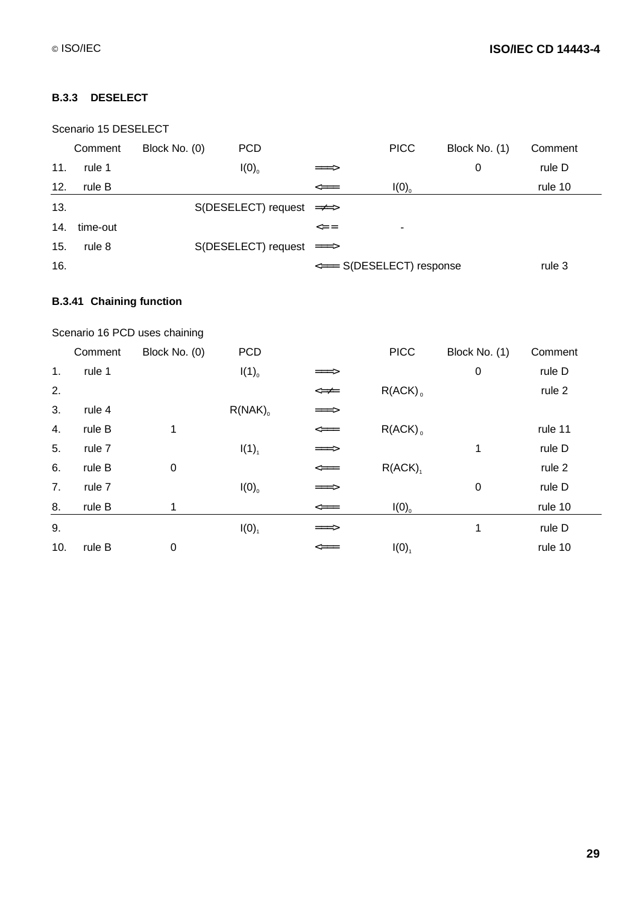### B.3.3 DESELECT

Scenario 15 DESELECT

| | Comment | Block No. (0) | PCD | | PICC | Block No. (1) | Comment |
|---|---|---|---|---|---|---|---|
| 11. | rule 1 | | $I(0)_0$ | ⟹ | | 0 | rule D |
| 12. | rule B | | | ⟸ | $I(0)_0$ | | rule 10 |
| 13. | | | S(DESELECT) request | ≠> | | | |
| 14. | time-out | | | <== | - | | |
| 15. | rule 8 | | S(DESELECT) request | ⟹ | | | |
| 16. | | | | ⟸ | S(DESELECT) response | | rule 3 |

### B.3.41 Chaining function

Scenario 16 PCD uses chaining

| | Comment | Block No. (0) | PCD | | PICC | Block No. (1) | Comment |
|---|---|---|---|---|---|---|---|
| 1. | rule 1 | | $I(1)_0$ | ⟹ | | 0 | rule D |
| 2. | | | | <≠ | $R(ACK)_0$ | | rule 2 |
| 3. | rule 4 | | $R(NAK)_0$ | ⟹ | | | |
| 4. | rule B | 1 | | ⟸ | $R(ACK)_0$ | | rule 11 |
| 5. | rule 7 | | $I(1)_1$ | ⟹ | | 1 | rule D |
| 6. | rule B | 0 | | ⟸ | $R(ACK)_1$ | | rule 2 |
| 7. | rule 7 | | $I(0)_0$ | ⟹ | | 0 | rule D |
| 8. | rule B | 1 | | ⟸ | $I(0)_0$ | | rule 10 |
| 9. | | | $I(0)_1$ | ⟹ | | 1 | rule D |
| 10. | rule B | 0 | | ⟸ | $I(0)_1$ | | rule 10 |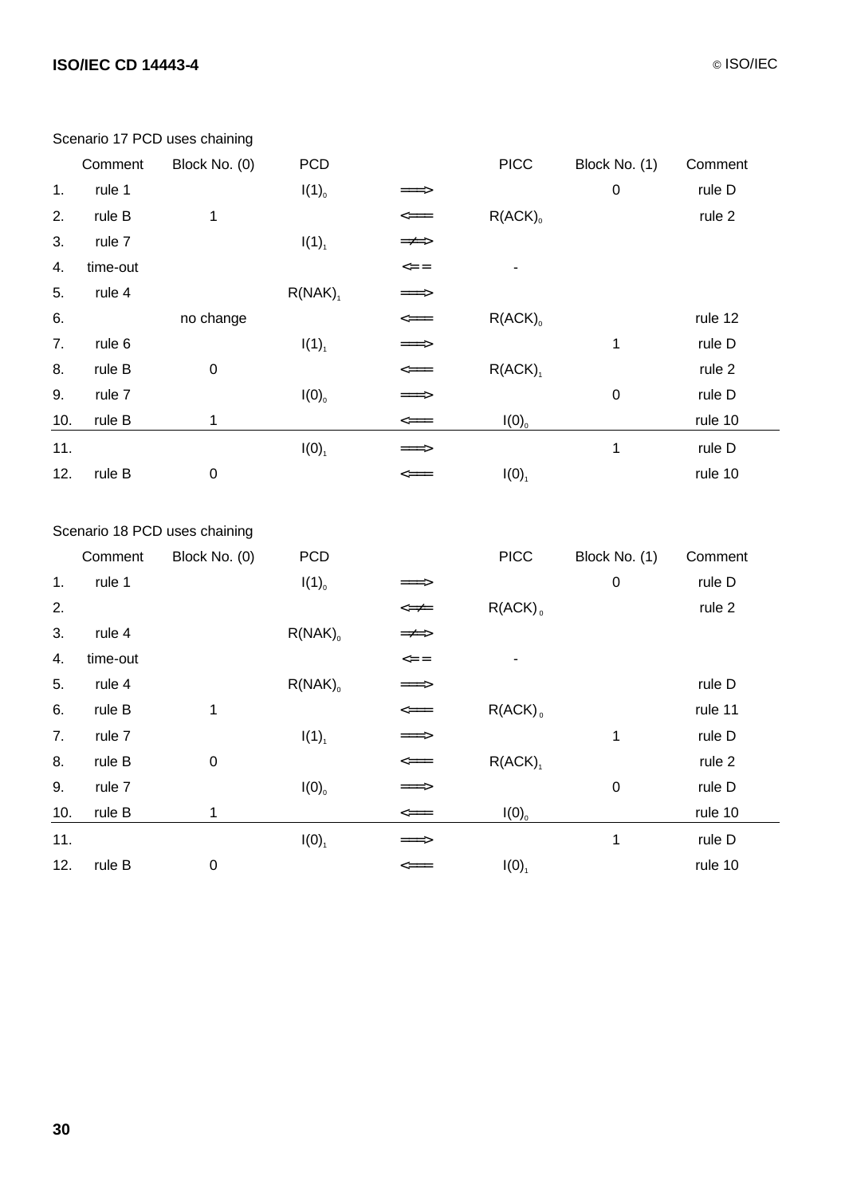Scenario 17 PCD uses chaining

| | Comment | Block No. (0) | PCD | | PICC | Block No. (1) | Comment |
|---|---|---|---|---|---|---|---|
| 1. | rule 1 | | $I(1)_0$ | ⟹ | | 0 | rule D |
| 2. | rule B | 1 | | ⟸ | $R(ACK)_0$ | | rule 2 |
| 3. | rule 7 | | $I(1)_1$ | ⇏ | | | |
| 4. | time-out | | | ⇐= | - | | |
| 5. | rule 4 | | $R(NAK)_1$ | ⟹ | | | |
| 6. | | no change | | ⟸ | $R(ACK)_0$ | | rule 12 |
| 7. | rule 6 | | $I(1)_1$ | ⟹ | | 1 | rule D |
| 8. | rule B | 0 | | ⟸ | $R(ACK)_1$ | | rule 2 |
| 9. | rule 7 | | $I(0)_0$ | ⟹ | | 0 | rule D |
| 10. | rule B | 1 | | ⟸ | $I(0)_0$ | | rule 10 |
| 11. | | | $I(0)_1$ | ⟹ | | 1 | rule D |
| 12. | rule B | 0 | | ⟸ | $I(0)_1$ | | rule 10 |

Scenario 18 PCD uses chaining

| | Comment | Block No. (0) | PCD | | PICC | Block No. (1) | Comment |
|---|---|---|---|---|---|---|---|
| 1. | rule 1 | | $I(1)_0$ | ⟹ | | 0 | rule D |
| 2. | | | | ⇍ | $R(ACK)_0$ | | rule 2 |
| 3. | rule 4 | | $R(NAK)_0$ | ⇏ | | | |
| 4. | time-out | | | ⇐= | - | | |
| 5. | rule 4 | | $R(NAK)_0$ | ⟹ | | | rule D |
| 6. | rule B | 1 | | ⟸ | $R(ACK)_0$ | | rule 11 |
| 7. | rule 7 | | $I(1)_1$ | ⟹ | | 1 | rule D |
| 8. | rule B | 0 | | ⟸ | $R(ACK)_1$ | | rule 2 |
| 9. | rule 7 | | $I(0)_0$ | ⟹ | | 0 | rule D |
| 10. | rule B | 1 | | ⟸ | $I(0)_0$ | | rule 10 |
| 11. | | | $I(0)_1$ | ⟹ | | 1 | rule D |
| 12. | rule B | 0 | | ⟸ | $I(0)_1$ | | rule 10 |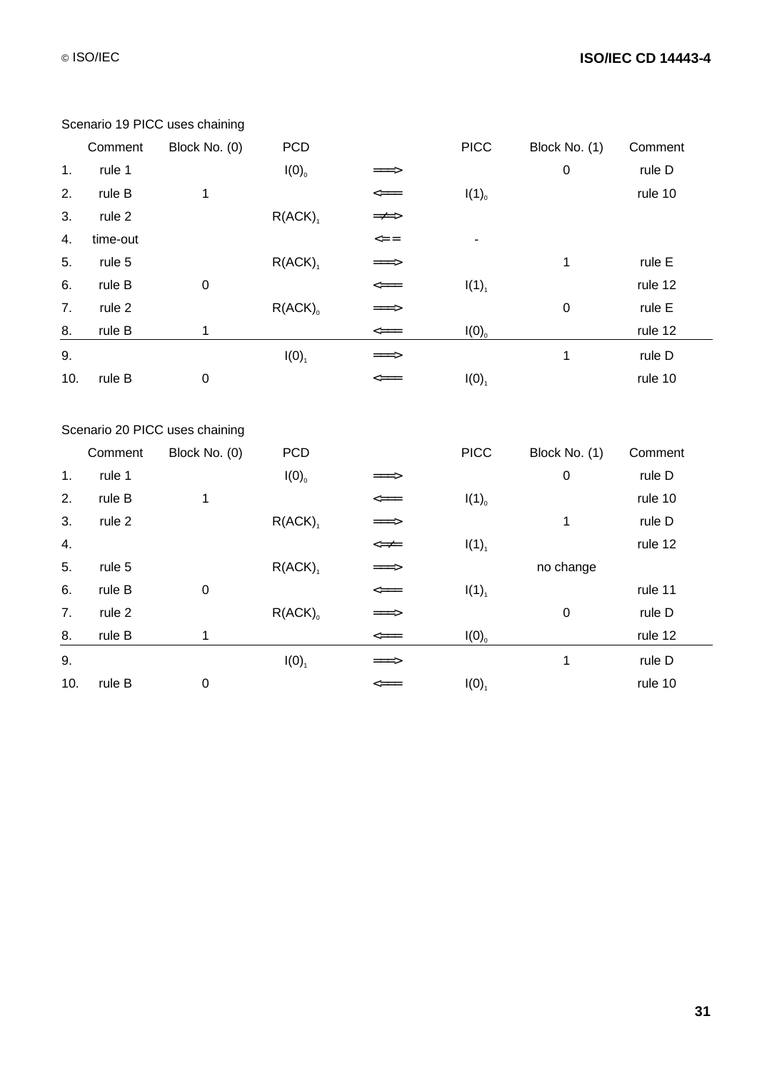Scenario 19 PICC uses chaining

| | Comment | Block No. (0) | PCD | | PICC | Block No. (1) | Comment |
|---|---|---|---|---|---|---|---|
| 1. | rule 1 | | $I(0)_0$ | ⟹ | | 0 | rule D |
| 2. | rule B | 1 | | ⟸ | $I(1)_0$ | | rule 10 |
| 3. | rule 2 | | $R(ACK)_1$ | ⇏ | | | |
| 4. | time-out | | | ⇐= | - | | |
| 5. | rule 5 | | $R(ACK)_1$ | ⟹ | | 1 | rule E |
| 6. | rule B | 0 | | ⟸ | $I(1)_1$ | | rule 12 |
| 7. | rule 2 | | $R(ACK)_0$ | ⟹ | | 0 | rule E |
| 8. | rule B | 1 | | ⟸ | $I(0)_0$ | | rule 12 |
| 9. | | | $I(0)_1$ | ⟹ | | 1 | rule D |
| 10. | rule B | 0 | | ⟸ | $I(0)_1$ | | rule 10 |

Scenario 20 PICC uses chaining

| | Comment | Block No. (0) | PCD | | PICC | Block No. (1) | Comment |
|---|---|---|---|---|---|---|---|
| 1. | rule 1 | | $I(0)_0$ | ⟹ | | 0 | rule D |
| 2. | rule B | 1 | | ⟸ | $I(1)_0$ | | rule 10 |
| 3. | rule 2 | | $R(ACK)_1$ | ⟹ | | 1 | rule D |
| 4. | | | | ⇍ | $I(1)_1$ | | rule 12 |
| 5. | rule 5 | | $R(ACK)_1$ | ⟹ | | no change | |
| 6. | rule B | 0 | | ⟸ | $I(1)_1$ | | rule 11 |
| 7. | rule 2 | | $R(ACK)_0$ | ⟹ | | 0 | rule D |
| 8. | rule B | 1 | | ⟸ | $I(0)_0$ | | rule 12 |
| 9. | | | $I(0)_1$ | ⟹ | | 1 | rule D |
| 10. | rule B | 0 | | ⟸ | $I(0)_1$ | | rule 10 |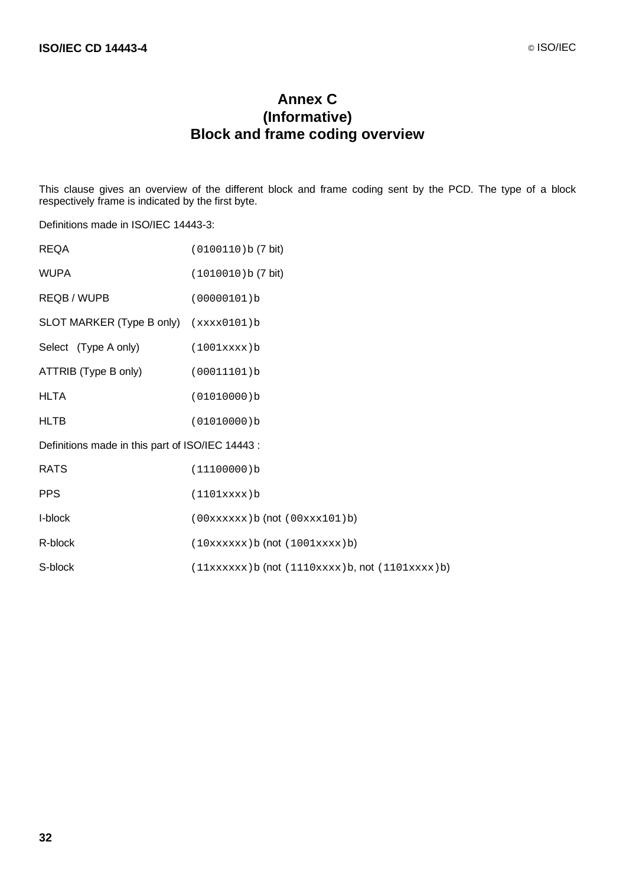# Annex C
## (Informative)
## Block and frame coding overview

This clause gives an overview of the different block and frame coding sent by the PCD. The type of a block respectively frame is indicated by the first byte.

Definitions made in ISO/IEC 14443-3:

| | |
|---|---|
| REQA | `(0100110)b` (7 bit) |
| WUPA | `(1010010)b` (7 bit) |
| REQB / WUPB | `(00000101)b` |
| SLOT MARKER (Type B only) | `(xxxx0101)b` |
| Select (Type A only) | `(1001xxxx)b` |
| ATTRIB (Type B only) | `(00011101)b` |
| HLTA | `(01010000)b` |
| HLTB | `(01010000)b` |

Definitions made in this part of ISO/IEC 14443 :

| | |
|---|---|
| RATS | `(11100000)b` |
| PPS | `(1101xxxx)b` |
| I-block | `(00xxxxxx)b` (not `(00xxx101)b`) |
| R-block | `(10xxxxxx)b` (not `(1001xxxx)b`) |
| S-block | `(11xxxxxx)b` (not `(1110xxxx)b`, not `(1101xxxx)b`) |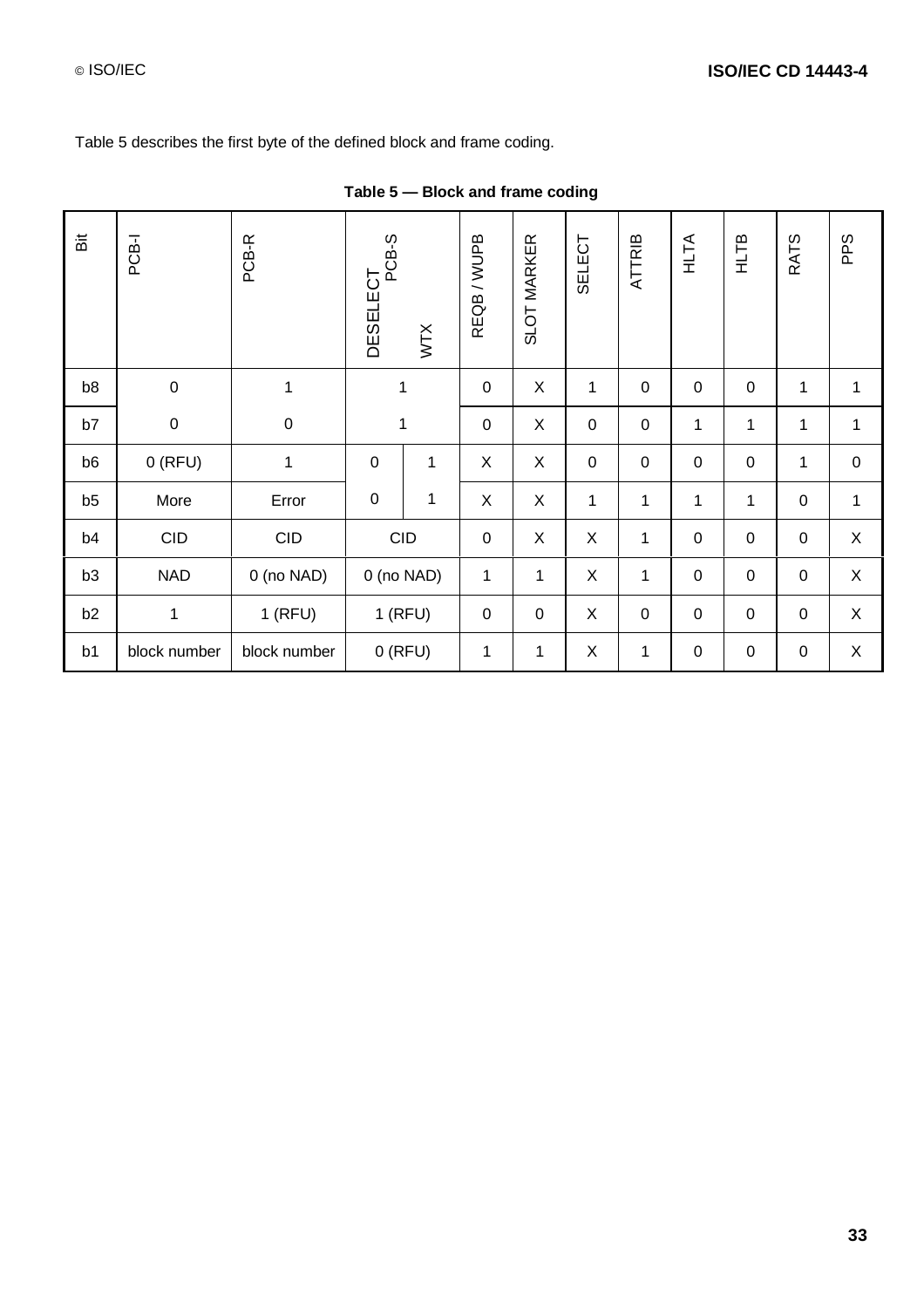Table 5 describes the first byte of the defined block and frame coding.

**Table 5 — Block and frame coding**

| Bit | PCB-I | PCB-R | PCB-S DESELECT | PCB-S WTX | REQB / WUPB | SLOT MARKER | SELECT | ATTRIB | HLTA | HLTB | RATS | PPS |
|---|---|---|---|---|---|---|---|---|---|---|---|---|
| b8 | 0 | 1 | 1 | | 0 | X | 1 | 0 | 0 | 0 | 1 | 1 |
| b7 | 0 | 0 | 1 | | 0 | X | 0 | 0 | 1 | 1 | 1 | 1 |
| b6 | 0 (RFU) | 1 | 0 | 1 | X | X | 0 | 0 | 0 | 0 | 1 | 0 |
| b5 | More | Error | 0 | 1 | X | X | 1 | 1 | 1 | 1 | 0 | 1 |
| b4 | CID | CID | CID | | 0 | X | X | 1 | 0 | 0 | 0 | X |
| b3 | NAD | 0 (no NAD) | 0 (no NAD) | | 1 | 1 | X | 1 | 0 | 0 | 0 | X |
| b2 | 1 | 1 (RFU) | 1 (RFU) | | 0 | 0 | X | 0 | 0 | 0 | 0 | X |
| b1 | block number | block number | 0 (RFU) | | 1 | 1 | X | 1 | 0 | 0 | 0 | X |